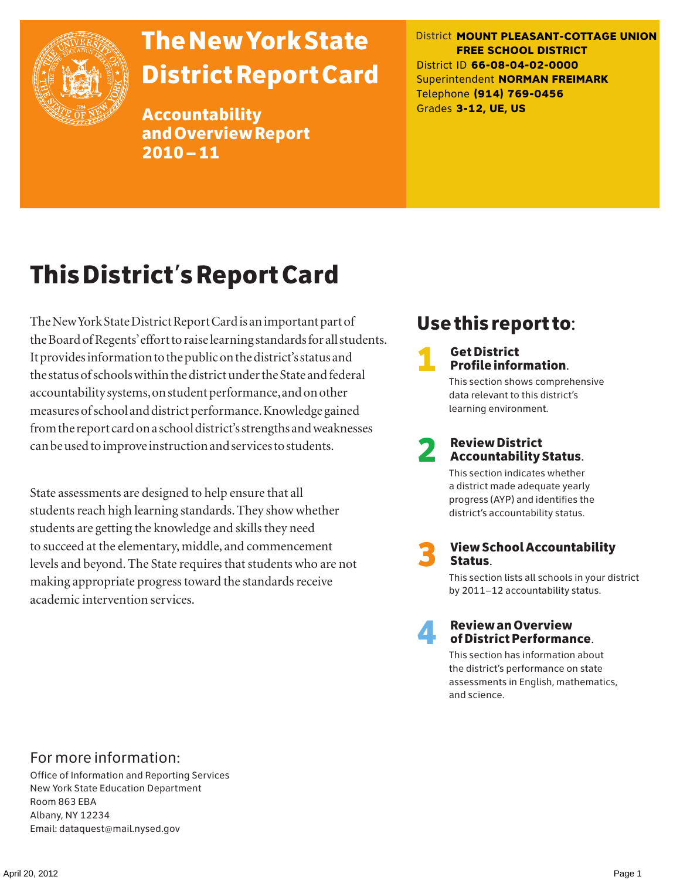# The New York State District Report Card

## Accountability and Overview Report 2010 – 11

District **MOUNT PLEASANT-COTTAGE UNION FREE SCHOOL DISTRICT**
District ID **66-08-04-02-0000**
Superintendent **NORMAN FREIMARK**
Telephone **(914) 769-0456**
Grades **3-12, UE, US**

# This District's Report Card

The New York State District Report Card is an important part of the Board of Regents' effort to raise learning standards for all students. It provides information to the public on the district's status and the status of schools within the district under the State and federal accountability systems, on student performance, and on other measures of school and district performance. Knowledge gained from the report card on a school district's strengths and weaknesses can be used to improve instruction and services to students.

State assessments are designed to help ensure that all students reach high learning standards. They show whether students are getting the knowledge and skills they need to succeed at the elementary, middle, and commencement levels and beyond. The State requires that students who are not making appropriate progress toward the standards receive academic intervention services.

## Use this report to:

1. **Get District Profile information.**
   This section shows comprehensive data relevant to this district's learning environment.

2. **Review District Accountability Status.**
   This section indicates whether a district made adequate yearly progress (AYP) and identifies the district's accountability status.

3. **View School Accountability Status.**
   This section lists all schools in your district by 2011–12 accountability status.

4. **Review an Overview of District Performance.**
   This section has information about the district's performance on state assessments in English, mathematics, and science.

## For more information:

Office of Information and Reporting Services
New York State Education Department
Room 863 EBA
Albany, NY 12234
Email: dataquest@mail.nysed.gov

April 20, 2012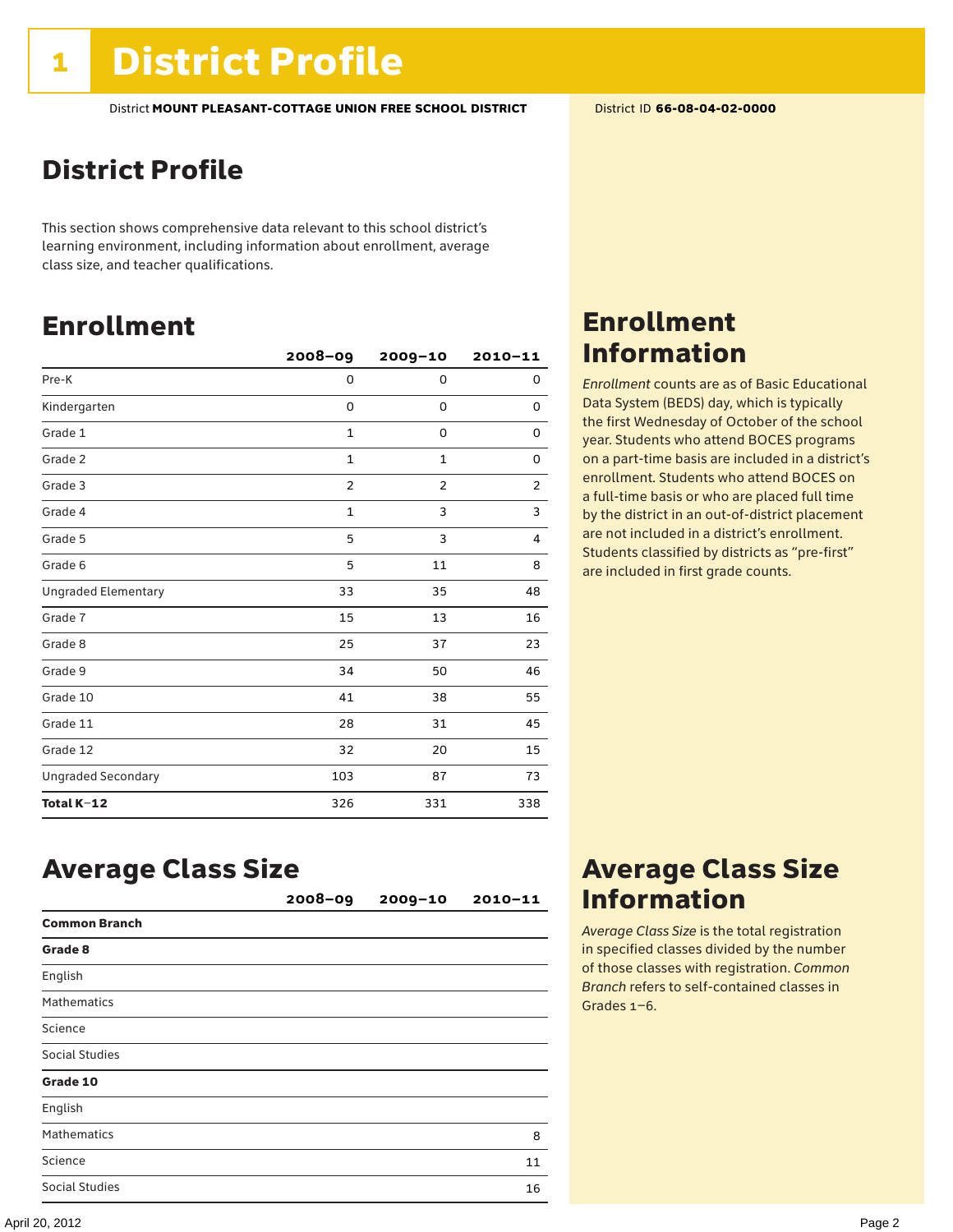# 1 District Profile

District **MOUNT PLEASANT-COTTAGE UNION FREE SCHOOL DISTRICT**

District ID **66-08-04-02-0000**

## District Profile

This section shows comprehensive data relevant to this school district's learning environment, including information about enrollment, average class size, and teacher qualifications.

## Enrollment

| | 2008–09 | 2009–10 | 2010–11 |
|---|---|---|---|
| Pre-K | 0 | 0 | 0 |
| Kindergarten | 0 | 0 | 0 |
| Grade 1 | 1 | 0 | 0 |
| Grade 2 | 1 | 1 | 0 |
| Grade 3 | 2 | 2 | 2 |
| Grade 4 | 1 | 3 | 3 |
| Grade 5 | 5 | 3 | 4 |
| Grade 6 | 5 | 11 | 8 |
| Ungraded Elementary | 33 | 35 | 48 |
| Grade 7 | 15 | 13 | 16 |
| Grade 8 | 25 | 37 | 23 |
| Grade 9 | 34 | 50 | 46 |
| Grade 10 | 41 | 38 | 55 |
| Grade 11 | 28 | 31 | 45 |
| Grade 12 | 32 | 20 | 15 |
| Ungraded Secondary | 103 | 87 | 73 |
| **Total K–12** | 326 | 331 | 338 |

## Enrollment Information

*Enrollment* counts are as of Basic Educational Data System (BEDS) day, which is typically the first Wednesday of October of the school year. Students who attend BOCES programs on a part-time basis are included in a district's enrollment. Students who attend BOCES on a full-time basis or who are placed full time by the district in an out-of-district placement are not included in a district's enrollment. Students classified by districts as "pre-first" are included in first grade counts.

## Average Class Size

| | 2008–09 | 2009–10 | 2010–11 |
|---|---|---|---|
| **Common Branch** | | | |
| **Grade 8** | | | |
| English | | | |
| Mathematics | | | |
| Science | | | |
| Social Studies | | | |
| **Grade 10** | | | |
| English | | | |
| Mathematics | | | 8 |
| Science | | | 11 |
| Social Studies | | | 16 |

## Average Class Size Information

*Average Class Size* is the total registration in specified classes divided by the number of those classes with registration. *Common Branch* refers to self-contained classes in Grades 1–6.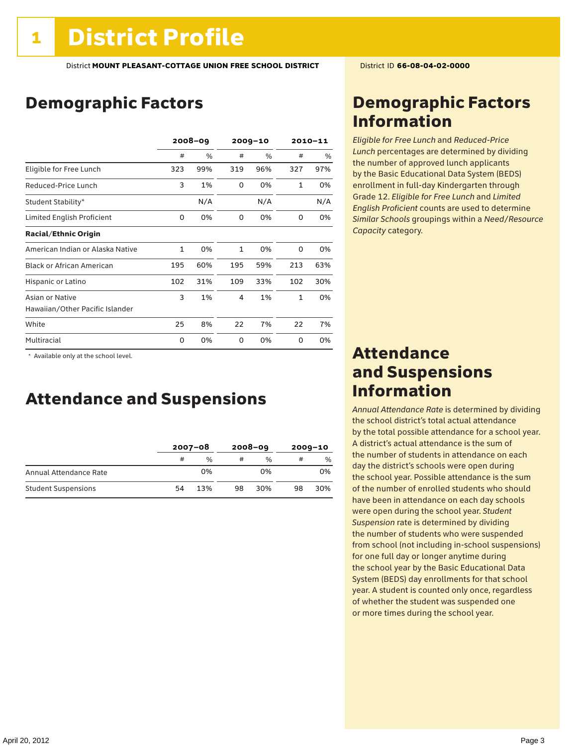# 1 District Profile

District **MOUNT PLEASANT-COTTAGE UNION FREE SCHOOL DISTRICT** District ID **66-08-04-02-0000**

## Demographic Factors

| | 2008–09 | | 2009–10 | | 2010–11 | |
|---|---|---|---|---|---|---|
| | # | % | # | % | # | % |
| Eligible for Free Lunch | 323 | 99% | 319 | 96% | 327 | 97% |
| Reduced-Price Lunch | 3 | 1% | 0 | 0% | 1 | 0% |
| Student Stability* | | N/A | | N/A | | N/A |
| Limited English Proficient | 0 | 0% | 0 | 0% | 0 | 0% |
| **Racial/Ethnic Origin** | | | | | | |
| American Indian or Alaska Native | 1 | 0% | 1 | 0% | 0 | 0% |
| Black or African American | 195 | 60% | 195 | 59% | 213 | 63% |
| Hispanic or Latino | 102 | 31% | 109 | 33% | 102 | 30% |
| Asian or Native Hawaiian/Other Pacific Islander | 3 | 1% | 4 | 1% | 1 | 0% |
| White | 25 | 8% | 22 | 7% | 22 | 7% |
| Multiracial | 0 | 0% | 0 | 0% | 0 | 0% |

* Available only at the school level.

## Attendance and Suspensions

| | 2007–08 | | 2008–09 | | 2009–10 | |
|---|---|---|---|---|---|---|
| | # | % | # | % | # | % |
| Annual Attendance Rate | | 0% | | 0% | | 0% |
| Student Suspensions | 54 | 13% | 98 | 30% | 98 | 30% |

## Demographic Factors Information

*Eligible for Free Lunch* and *Reduced-Price Lunch* percentages are determined by dividing the number of approved lunch applicants by the Basic Educational Data System (BEDS) enrollment in full-day Kindergarten through Grade 12. *Eligible for Free Lunch* and *Limited English Proficient* counts are used to determine *Similar Schools* groupings within a *Need/Resource Capacity* category.

## Attendance and Suspensions Information

*Annual Attendance Rate* is determined by dividing the school district's total actual attendance by the total possible attendance for a school year. A district's actual attendance is the sum of the number of students in attendance on each day the district's schools were open during the school year. Possible attendance is the sum of the number of enrolled students who should have been in attendance on each day schools were open during the school year. *Student Suspension* rate is determined by dividing the number of students who were suspended from school (not including in-school suspensions) for one full day or longer anytime during the school year by the Basic Educational Data System (BEDS) day enrollments for that school year. A student is counted only once, regardless of whether the student was suspended one or more times during the school year.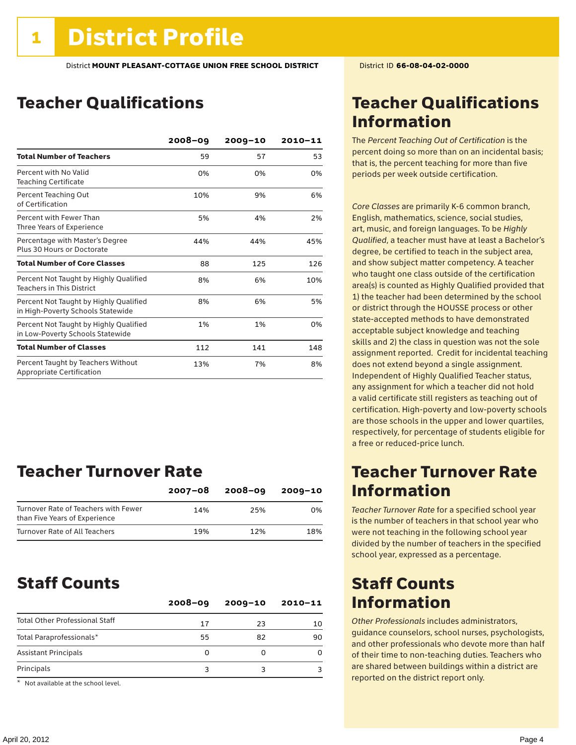# 1 District Profile

District **MOUNT PLEASANT-COTTAGE UNION FREE SCHOOL DISTRICT**

District ID **66-08-04-02-0000**

## Teacher Qualifications

| | 2008–09 | 2009–10 | 2010–11 |
|---|---|---|---|
| **Total Number of Teachers** | 59 | 57 | 53 |
| Percent with No Valid Teaching Certificate | 0% | 0% | 0% |
| Percent Teaching Out of Certification | 10% | 9% | 6% |
| Percent with Fewer Than Three Years of Experience | 5% | 4% | 2% |
| Percentage with Master's Degree Plus 30 Hours or Doctorate | 44% | 44% | 45% |
| **Total Number of Core Classes** | 88 | 125 | 126 |
| Percent Not Taught by Highly Qualified Teachers in This District | 8% | 6% | 10% |
| Percent Not Taught by Highly Qualified in High-Poverty Schools Statewide | 8% | 6% | 5% |
| Percent Not Taught by Highly Qualified in Low-Poverty Schools Statewide | 1% | 1% | 0% |
| **Total Number of Classes** | 112 | 141 | 148 |
| Percent Taught by Teachers Without Appropriate Certification | 13% | 7% | 8% |

## Teacher Turnover Rate

| | 2007–08 | 2008–09 | 2009–10 |
|---|---|---|---|
| Turnover Rate of Teachers with Fewer than Five Years of Experience | 14% | 25% | 0% |
| Turnover Rate of All Teachers | 19% | 12% | 18% |

## Staff Counts

| | 2008–09 | 2009–10 | 2010–11 |
|---|---|---|---|
| Total Other Professional Staff | 17 | 23 | 10 |
| Total Paraprofessionals* | 55 | 82 | 90 |
| Assistant Principals | 0 | 0 | 0 |
| Principals | 3 | 3 | 3 |

\* Not available at the school level.

## Teacher Qualifications Information

The *Percent Teaching Out of Certification* is the percent doing so more than on an incidental basis; that is, the percent teaching for more than five periods per week outside certification.

*Core Classes* are primarily K-6 common branch, English, mathematics, science, social studies, art, music, and foreign languages. To be *Highly Qualified*, a teacher must have at least a Bachelor's degree, be certified to teach in the subject area, and show subject matter competency. A teacher who taught one class outside of the certification area(s) is counted as Highly Qualified provided that 1) the teacher had been determined by the school or district through the HOUSSE process or other state-accepted methods to have demonstrated acceptable subject knowledge and teaching skills and 2) the class in question was not the sole assignment reported. Credit for incidental teaching does not extend beyond a single assignment. Independent of Highly Qualified Teacher status, any assignment for which a teacher did not hold a valid certificate still registers as teaching out of certification. High-poverty and low-poverty schools are those schools in the upper and lower quartiles, respectively, for percentage of students eligible for a free or reduced-price lunch.

## Teacher Turnover Rate Information

*Teacher Turnover Rate* for a specified school year is the number of teachers in that school year who were not teaching in the following school year divided by the number of teachers in the specified school year, expressed as a percentage.

## Staff Counts Information

*Other Professionals* includes administrators, guidance counselors, school nurses, psychologists, and other professionals who devote more than half of their time to non-teaching duties. Teachers who are shared between buildings within a district are reported on the district report only.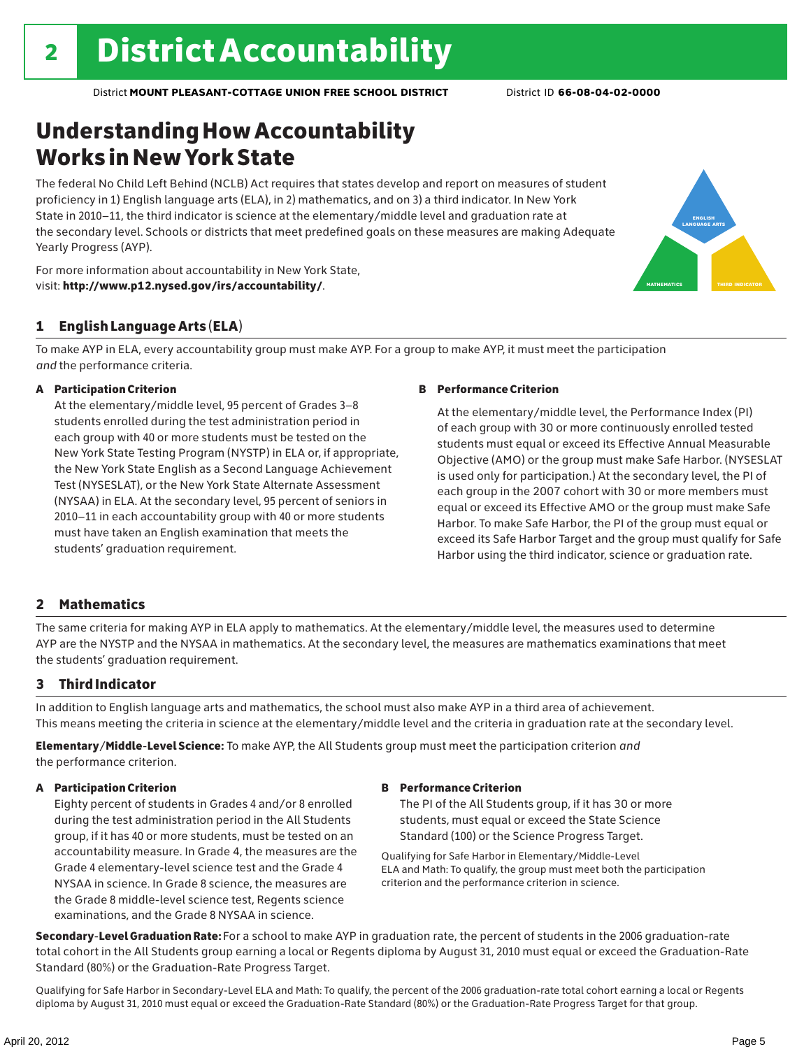# 2 District Accountability

District **MOUNT PLEASANT-COTTAGE UNION FREE SCHOOL DISTRICT** District ID **66-08-04-02-0000**

## Understanding How Accountability Works in New York State

The federal No Child Left Behind (NCLB) Act requires that states develop and report on measures of student proficiency in 1) English language arts (ELA), in 2) mathematics, and on 3) a third indicator. In New York State in 2010–11, the third indicator is science at the elementary/middle level and graduation rate at the secondary level. Schools or districts that meet predefined goals on these measures are making Adequate Yearly Progress (AYP).

For more information about accountability in New York State, visit: **http://www.p12.nysed.gov/irs/accountability/**.

ENGLISH LANGUAGE ARTS

MATHEMATICS

THIRD INDICATOR

### 1 English Language Arts (ELA)

To make AYP in ELA, every accountability group must make AYP. For a group to make AYP, it must meet the participation *and* the performance criteria.

**A Participation Criterion**

At the elementary/middle level, 95 percent of Grades 3–8 students enrolled during the test administration period in each group with 40 or more students must be tested on the New York State Testing Program (NYSTP) in ELA or, if appropriate, the New York State English as a Second Language Achievement Test (NYSESLAT), or the New York State Alternate Assessment (NYSAA) in ELA. At the secondary level, 95 percent of seniors in 2010–11 in each accountability group with 40 or more students must have taken an English examination that meets the students' graduation requirement.

**B Performance Criterion**

At the elementary/middle level, the Performance Index (PI) of each group with 30 or more continuously enrolled tested students must equal or exceed its Effective Annual Measurable Objective (AMO) or the group must make Safe Harbor. (NYSESLAT is used only for participation.) At the secondary level, the PI of each group in the 2007 cohort with 30 or more members must equal or exceed its Effective AMO or the group must make Safe Harbor. To make Safe Harbor, the PI of the group must equal or exceed its Safe Harbor Target and the group must qualify for Safe Harbor using the third indicator, science or graduation rate.

### 2 Mathematics

The same criteria for making AYP in ELA apply to mathematics. At the elementary/middle level, the measures used to determine AYP are the NYSTP and the NYSAA in mathematics. At the secondary level, the measures are mathematics examinations that meet the students' graduation requirement.

### 3 Third Indicator

In addition to English language arts and mathematics, the school must also make AYP in a third area of achievement. This means meeting the criteria in science at the elementary/middle level and the criteria in graduation rate at the secondary level.

**Elementary/Middle-Level Science:** To make AYP, the All Students group must meet the participation criterion *and* the performance criterion.

**A Participation Criterion**

Eighty percent of students in Grades 4 and/or 8 enrolled during the test administration period in the All Students group, if it has 40 or more students, must be tested on an accountability measure. In Grade 4, the measures are the Grade 4 elementary-level science test and the Grade 4 NYSAA in science. In Grade 8 science, the measures are the Grade 8 middle-level science test, Regents science examinations, and the Grade 8 NYSAA in science.

**B Performance Criterion**

The PI of the All Students group, if it has 30 or more students, must equal or exceed the State Science Standard (100) or the Science Progress Target.

Qualifying for Safe Harbor in Elementary/Middle-Level ELA and Math: To qualify, the group must meet both the participation criterion and the performance criterion in science.

**Secondary-Level Graduation Rate:** For a school to make AYP in graduation rate, the percent of students in the 2006 graduation-rate total cohort in the All Students group earning a local or Regents diploma by August 31, 2010 must equal or exceed the Graduation-Rate Standard (80%) or the Graduation-Rate Progress Target.

Qualifying for Safe Harbor in Secondary-Level ELA and Math: To qualify, the percent of the 2006 graduation-rate total cohort earning a local or Regents diploma by August 31, 2010 must equal or exceed the Graduation-Rate Standard (80%) or the Graduation-Rate Progress Target for that group.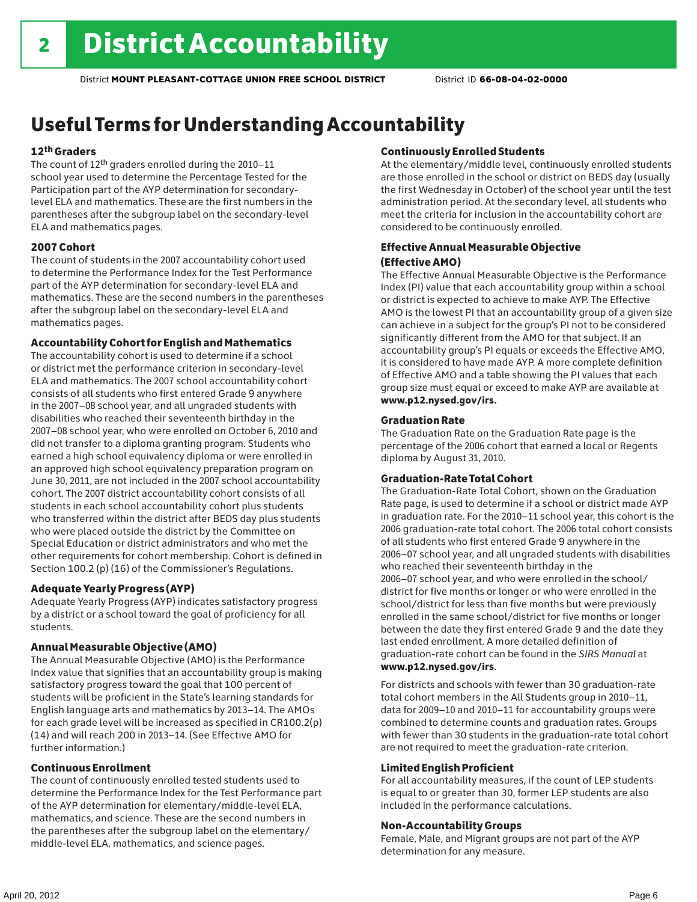# 2 District Accountability

District **MOUNT PLEASANT-COTTAGE UNION FREE SCHOOL DISTRICT** District ID **66-08-04-02-0000**

## Useful Terms for Understanding Accountability

### 12th Graders

The count of 12th graders enrolled during the 2010–11 school year used to determine the Percentage Tested for the Participation part of the AYP determination for secondary-level ELA and mathematics. These are the first numbers in the parentheses after the subgroup label on the secondary-level ELA and mathematics pages.

### 2007 Cohort

The count of students in the 2007 accountability cohort used to determine the Performance Index for the Test Performance part of the AYP determination for secondary-level ELA and mathematics. These are the second numbers in the parentheses after the subgroup label on the secondary-level ELA and mathematics pages.

### Accountability Cohort for English and Mathematics

The accountability cohort is used to determine if a school or district met the performance criterion in secondary-level ELA and mathematics. The 2007 school accountability cohort consists of all students who first entered Grade 9 anywhere in the 2007–08 school year, and all ungraded students with disabilities who reached their seventeenth birthday in the 2007–08 school year, who were enrolled on October 6, 2010 and did not transfer to a diploma granting program. Students who earned a high school equivalency diploma or were enrolled in an approved high school equivalency preparation program on June 30, 2011, are not included in the 2007 school accountability cohort. The 2007 district accountability cohort consists of all students in each school accountability cohort plus students who transferred within the district after BEDS day plus students who were placed outside the district by the Committee on Special Education or district administrators and who met the other requirements for cohort membership. Cohort is defined in Section 100.2 (p) (16) of the Commissioner's Regulations.

### Adequate Yearly Progress (AYP)

Adequate Yearly Progress (AYP) indicates satisfactory progress by a district or a school toward the goal of proficiency for all students.

### Annual Measurable Objective (AMO)

The Annual Measurable Objective (AMO) is the Performance Index value that signifies that an accountability group is making satisfactory progress toward the goal that 100 percent of students will be proficient in the State's learning standards for English language arts and mathematics by 2013–14. The AMOs for each grade level will be increased as specified in CR100.2(p)(14) and will reach 200 in 2013–14. (See Effective AMO for further information.)

### Continuous Enrollment

The count of continuously enrolled tested students used to determine the Performance Index for the Test Performance part of the AYP determination for elementary/middle-level ELA, mathematics, and science. These are the second numbers in the parentheses after the subgroup label on the elementary/middle-level ELA, mathematics, and science pages.

### Continuously Enrolled Students

At the elementary/middle level, continuously enrolled students are those enrolled in the school or district on BEDS day (usually the first Wednesday in October) of the school year until the test administration period. At the secondary level, all students who meet the criteria for inclusion in the accountability cohort are considered to be continuously enrolled.

### Effective Annual Measurable Objective (Effective AMO)

The Effective Annual Measurable Objective is the Performance Index (PI) value that each accountability group within a school or district is expected to achieve to make AYP. The Effective AMO is the lowest PI that an accountability group of a given size can achieve in a subject for the group's PI not to be considered significantly different from the AMO for that subject. If an accountability group's PI equals or exceeds the Effective AMO, it is considered to have made AYP. A more complete definition of Effective AMO and a table showing the PI values that each group size must equal or exceed to make AYP are available at **www.p12.nysed.gov/irs.**

### Graduation Rate

The Graduation Rate on the Graduation Rate page is the percentage of the 2006 cohort that earned a local or Regents diploma by August 31, 2010.

### Graduation-Rate Total Cohort

The Graduation-Rate Total Cohort, shown on the Graduation Rate page, is used to determine if a school or district made AYP in graduation rate. For the 2010–11 school year, this cohort is the 2006 graduation-rate total cohort. The 2006 total cohort consists of all students who first entered Grade 9 anywhere in the 2006–07 school year, and all ungraded students with disabilities who reached their seventeenth birthday in the 2006–07 school year, and who were enrolled in the school/district for five months or longer or who were enrolled in the school/district for less than five months but were previously enrolled in the same school/district for five months or longer between the date they first entered Grade 9 and the date they last ended enrollment. A more detailed definition of graduation-rate cohort can be found in the *SIRS Manual* at **www.p12.nysed.gov/irs**.

For districts and schools with fewer than 30 graduation-rate total cohort members in the All Students group in 2010–11, data for 2009–10 and 2010–11 for accountability groups were combined to determine counts and graduation rates. Groups with fewer than 30 students in the graduation-rate total cohort are not required to meet the graduation-rate criterion.

### Limited English Proficient

For all accountability measures, if the count of LEP students is equal to or greater than 30, former LEP students are also included in the performance calculations.

### Non-Accountability Groups

Female, Male, and Migrant groups are not part of the AYP determination for any measure.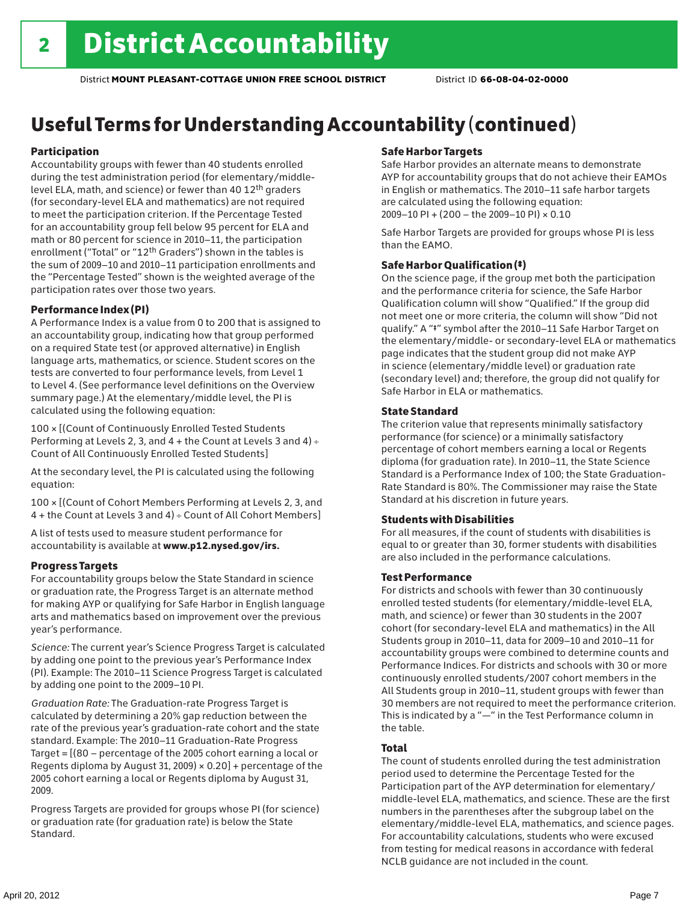# 2 District Accountability

District **MOUNT PLEASANT-COTTAGE UNION FREE SCHOOL DISTRICT** District ID **66-08-04-02-0000**

## Useful Terms for Understanding Accountability (continued)

### Participation

Accountability groups with fewer than 40 students enrolled during the test administration period (for elementary/middle-level ELA, math, and science) or fewer than 40 12th graders (for secondary-level ELA and mathematics) are not required to meet the participation criterion. If the Percentage Tested for an accountability group fell below 95 percent for ELA and math or 80 percent for science in 2010–11, the participation enrollment ("Total" or "12th Graders") shown in the tables is the sum of 2009–10 and 2010–11 participation enrollments and the "Percentage Tested" shown is the weighted average of the participation rates over those two years.

### Performance Index (PI)

A Performance Index is a value from 0 to 200 that is assigned to an accountability group, indicating how that group performed on a required State test (or approved alternative) in English language arts, mathematics, or science. Student scores on the tests are converted to four performance levels, from Level 1 to Level 4. (See performance level definitions on the Overview summary page.) At the elementary/middle level, the PI is calculated using the following equation:

100 × [(Count of Continuously Enrolled Tested Students Performing at Levels 2, 3, and 4 + the Count at Levels 3 and 4) ÷ Count of All Continuously Enrolled Tested Students]

At the secondary level, the PI is calculated using the following equation:

100 × [(Count of Cohort Members Performing at Levels 2, 3, and 4 + the Count at Levels 3 and 4) ÷ Count of All Cohort Members]

A list of tests used to measure student performance for accountability is available at **www.p12.nysed.gov/irs.**

### Progress Targets

For accountability groups below the State Standard in science or graduation rate, the Progress Target is an alternate method for making AYP or qualifying for Safe Harbor in English language arts and mathematics based on improvement over the previous year's performance.

*Science:* The current year's Science Progress Target is calculated by adding one point to the previous year's Performance Index (PI). Example: The 2010–11 Science Progress Target is calculated by adding one point to the 2009–10 PI.

*Graduation Rate:* The Graduation-rate Progress Target is calculated by determining a 20% gap reduction between the rate of the previous year's graduation-rate cohort and the state standard. Example: The 2010–11 Graduation-Rate Progress Target = [(80 – percentage of the 2005 cohort earning a local or Regents diploma by August 31, 2009) × 0.20] + percentage of the 2005 cohort earning a local or Regents diploma by August 31, 2009.

Progress Targets are provided for groups whose PI (for science) or graduation rate (for graduation rate) is below the State Standard.

### Safe Harbor Targets

Safe Harbor provides an alternate means to demonstrate AYP for accountability groups that do not achieve their EAMOs in English or mathematics. The 2010–11 safe harbor targets are calculated using the following equation:
2009–10 PI + (200 – the 2009–10 PI) × 0.10

Safe Harbor Targets are provided for groups whose PI is less than the EAMO.

### Safe Harbor Qualification (‡)

On the science page, if the group met both the participation and the performance criteria for science, the Safe Harbor Qualification column will show "Qualified." If the group did not meet one or more criteria, the column will show "Did not qualify." A "‡" symbol after the 2010–11 Safe Harbor Target on the elementary/middle- or secondary-level ELA or mathematics page indicates that the student group did not make AYP in science (elementary/middle level) or graduation rate (secondary level) and; therefore, the group did not qualify for Safe Harbor in ELA or mathematics.

### State Standard

The criterion value that represents minimally satisfactory performance (for science) or a minimally satisfactory percentage of cohort members earning a local or Regents diploma (for graduation rate). In 2010–11, the State Science Standard is a Performance Index of 100; the State Graduation-Rate Standard is 80%. The Commissioner may raise the State Standard at his discretion in future years.

### Students with Disabilities

For all measures, if the count of students with disabilities is equal to or greater than 30, former students with disabilities are also included in the performance calculations.

### Test Performance

For districts and schools with fewer than 30 continuously enrolled tested students (for elementary/middle-level ELA, math, and science) or fewer than 30 students in the 2007 cohort (for secondary-level ELA and mathematics) in the All Students group in 2010–11, data for 2009–10 and 2010–11 for accountability groups were combined to determine counts and Performance Indices. For districts and schools with 30 or more continuously enrolled students/2007 cohort members in the All Students group in 2010–11, student groups with fewer than 30 members are not required to meet the performance criterion. This is indicated by a "—" in the Test Performance column in the table.

### Total

The count of students enrolled during the test administration period used to determine the Percentage Tested for the Participation part of the AYP determination for elementary/middle-level ELA, mathematics, and science. These are the first numbers in the parentheses after the subgroup label on the elementary/middle-level ELA, mathematics, and science pages. For accountability calculations, students who were excused from testing for medical reasons in accordance with federal NCLB guidance are not included in the count.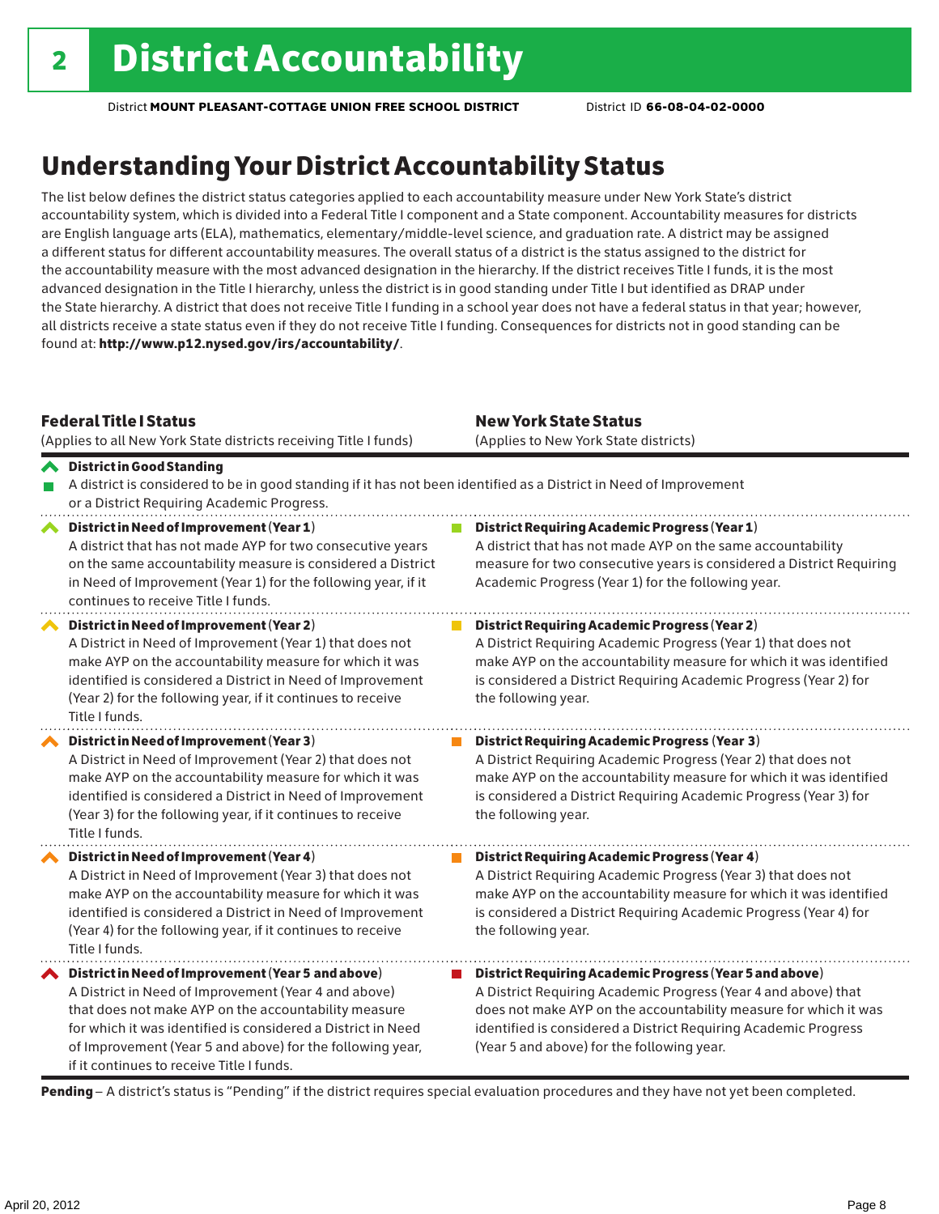# 2 District Accountability

District **MOUNT PLEASANT-COTTAGE UNION FREE SCHOOL DISTRICT** District ID **66-08-04-02-0000**

## Understanding Your District Accountability Status

The list below defines the district status categories applied to each accountability measure under New York State's district accountability system, which is divided into a Federal Title I component and a State component. Accountability measures for districts are English language arts (ELA), mathematics, elementary/middle-level science, and graduation rate. A district may be assigned a different status for different accountability measures. The overall status of a district is the status assigned to the district for the accountability measure with the most advanced designation in the hierarchy. If the district receives Title I funds, it is the most advanced designation in the Title I hierarchy, unless the district is in good standing under Title I but identified as DRAP under the State hierarchy. A district that does not receive Title I funding in a school year does not have a federal status in that year; however, all districts receive a state status even if they do not receive Title I funding. Consequences for districts not in good standing can be found at: **http://www.p12.nysed.gov/irs/accountability/**.

| **Federal Title I Status** (Applies to all New York State districts receiving Title I funds) | **New York State Status** (Applies to New York State districts) |
|---|---|
| **District in Good Standing** A district is considered to be in good standing if it has not been identified as a District in Need of Improvement or a District Requiring Academic Progress. | |
| **District in Need of Improvement (Year 1)** A district that has not made AYP for two consecutive years on the same accountability measure is considered a District in Need of Improvement (Year 1) for the following year, if it continues to receive Title I funds. | **District Requiring Academic Progress (Year 1)** A district that has not made AYP on the same accountability measure for two consecutive years is considered a District Requiring Academic Progress (Year 1) for the following year. |
| **District in Need of Improvement (Year 2)** A District in Need of Improvement (Year 1) that does not make AYP on the accountability measure for which it was identified is considered a District in Need of Improvement (Year 2) for the following year, if it continues to receive Title I funds. | **District Requiring Academic Progress (Year 2)** A District Requiring Academic Progress (Year 1) that does not make AYP on the accountability measure for which it was identified is considered a District Requiring Academic Progress (Year 2) for the following year. |
| **District in Need of Improvement (Year 3)** A District in Need of Improvement (Year 2) that does not make AYP on the accountability measure for which it was identified is considered a District in Need of Improvement (Year 3) for the following year, if it continues to receive Title I funds. | **District Requiring Academic Progress (Year 3)** A District Requiring Academic Progress (Year 2) that does not make AYP on the accountability measure for which it was identified is considered a District Requiring Academic Progress (Year 3) for the following year. |
| **District in Need of Improvement (Year 4)** A District in Need of Improvement (Year 3) that does not make AYP on the accountability measure for which it was identified is considered a District in Need of Improvement (Year 4) for the following year, if it continues to receive Title I funds. | **District Requiring Academic Progress (Year 4)** A District Requiring Academic Progress (Year 3) that does not make AYP on the accountability measure for which it was identified is considered a District Requiring Academic Progress (Year 4) for the following year. |
| **District in Need of Improvement (Year 5 and above)** A District in Need of Improvement (Year 4 and above) that does not make AYP on the accountability measure for which it was identified is considered a District in Need of Improvement (Year 5 and above) for the following year, if it continues to receive Title I funds. | **District Requiring Academic Progress (Year 5 and above)** A District Requiring Academic Progress (Year 4 and above) that does not make AYP on the accountability measure for which it was identified is considered a District Requiring Academic Progress (Year 5 and above) for the following year. |

**Pending** – A district's status is "Pending" if the district requires special evaluation procedures and they have not yet been completed.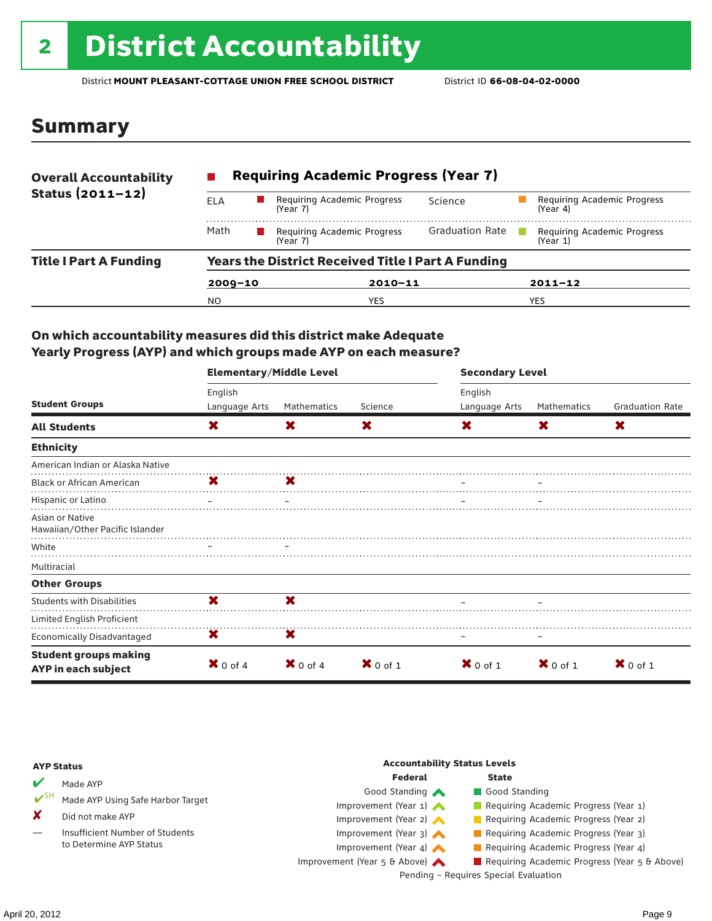# 2 District Accountability

District **MOUNT PLEASANT-COTTAGE UNION FREE SCHOOL DISTRICT** District ID **66-08-04-02-0000**

## Summary

**Overall Accountability Status (2011–12)**

**Requiring Academic Progress (Year 7)**

| | | | |
|---|---|---|---|
| ELA | Requiring Academic Progress (Year 7) | Science | Requiring Academic Progress (Year 4) |
| Math | Requiring Academic Progress (Year 7) | Graduation Rate | Requiring Academic Progress (Year 1) |

**Title I Part A Funding**

**Years the District Received Title I Part A Funding**

| 2009–10 | 2010–11 | 2011–12 |
|---|---|---|
| NO | YES | YES |

### On which accountability measures did this district make Adequate Yearly Progress (AYP) and which groups made AYP on each measure?

| Student Groups | Elementary/Middle Level | | | Secondary Level | | |
|---|---|---|---|---|---|---|
| | English Language Arts | Mathematics | Science | English Language Arts | Mathematics | Graduation Rate |
| **All Students** | ✘ | ✘ | ✘ | ✘ | ✘ | ✘ |
| **Ethnicity** | | | | | | |
| American Indian or Alaska Native | | | | | | |
| Black or African American | ✘ | ✘ | | – | – | |
| Hispanic or Latino | – | – | | – | – | |
| Asian or Native Hawaiian/Other Pacific Islander | | | | | | |
| White | – | – | | | | |
| Multiracial | | | | | | |
| **Other Groups** | | | | | | |
| Students with Disabilities | ✘ | ✘ | | – | – | |
| Limited English Proficient | | | | | | |
| Economically Disadvantaged | ✘ | ✘ | | – | – | |
| **Student groups making AYP in each subject** | ✘ 0 of 4 | ✘ 0 of 4 | ✘ 0 of 1 | ✘ 0 of 1 | ✘ 0 of 1 | ✘ 0 of 1 |

**AYP Status**

- ✔ Made AYP
- ✔SH Made AYP Using Safe Harbor Target
- ✘ Did not make AYP
- — Insufficient Number of Students to Determine AYP Status

**Accountability Status Levels**

| Federal | State |
|---|---|
| Good Standing | Good Standing |
| Improvement (Year 1) | Requiring Academic Progress (Year 1) |
| Improvement (Year 2) | Requiring Academic Progress (Year 2) |
| Improvement (Year 3) | Requiring Academic Progress (Year 3) |
| Improvement (Year 4) | Requiring Academic Progress (Year 4) |
| Improvement (Year 5 & Above) | Requiring Academic Progress (Year 5 & Above) |

Pending – Requires Special Evaluation

April 20, 2012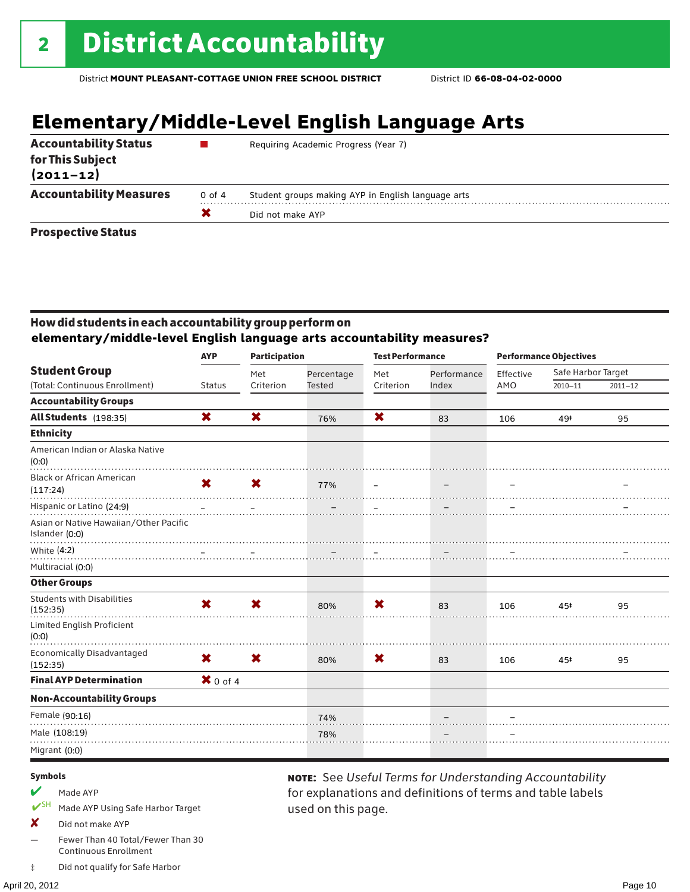# 2 District Accountability

District **MOUNT PLEASANT-COTTAGE UNION FREE SCHOOL DISTRICT** District ID **66-08-04-02-0000**

## Elementary/Middle-Level English Language Arts

| | | |
|---|---|---|
| **Accountability Status for This Subject (2011–12)** | ■ | Requiring Academic Progress (Year 7) |
| **Accountability Measures** | 0 of 4 | Student groups making AYP in English language arts |
| | ✘ | Did not make AYP |
| **Prospective Status** | | |

### How did students in each accountability group perform on elementary/middle-level English language arts accountability measures?

| Student Group (Total: Continuous Enrollment) | AYP Status | Participation: Met Criterion | Participation: Percentage Tested | Test Performance: Met Criterion | Test Performance: Performance Index | Performance Objectives: Effective AMO | Safe Harbor Target 2010–11 | Safe Harbor Target 2011–12 |
|---|---|---|---|---|---|---|---|---|
| **Accountability Groups** | | | | | | | | |
| **All Students** (198:35) | ✘ | ✘ | 76% | ✘ | 83 | 106 | 49‡ | 95 |
| **Ethnicity** | | | | | | | | |
| American Indian or Alaska Native (0:0) | | | | | | | | |
| Black or African American (117:24) | ✘ | ✘ | 77% | – | – | – | | – |
| Hispanic or Latino (24:9) | – | – | – | – | – | – | | – |
| Asian or Native Hawaiian/Other Pacific Islander (0:0) | | | | | | | | |
| White (4:2) | – | – | – | – | – | – | | – |
| Multiracial (0:0) | | | | | | | | |
| **Other Groups** | | | | | | | | |
| Students with Disabilities (152:35) | ✘ | ✘ | 80% | ✘ | 83 | 106 | 45‡ | 95 |
| Limited English Proficient (0:0) | | | | | | | | |
| Economically Disadvantaged (152:35) | ✘ | ✘ | 80% | ✘ | 83 | 106 | 45‡ | 95 |
| **Final AYP Determination** | ✘ 0 of 4 | | | | | | | |
| **Non-Accountability Groups** | | | | | | | | |
| Female (90:16) | | | 74% | | – | – | | |
| Male (108:19) | | | 78% | | – | – | | |
| Migrant (0:0) | | | | | | | | |

**Symbols**

- ✔ Made AYP
- ✔SH Made AYP Using Safe Harbor Target
- ✘ Did not make AYP
- — Fewer Than 40 Total/Fewer Than 30 Continuous Enrollment
- ‡ Did not qualify for Safe Harbor

**NOTE:** See *Useful Terms for Understanding Accountability* for explanations and definitions of terms and table labels used on this page.

April 20, 2012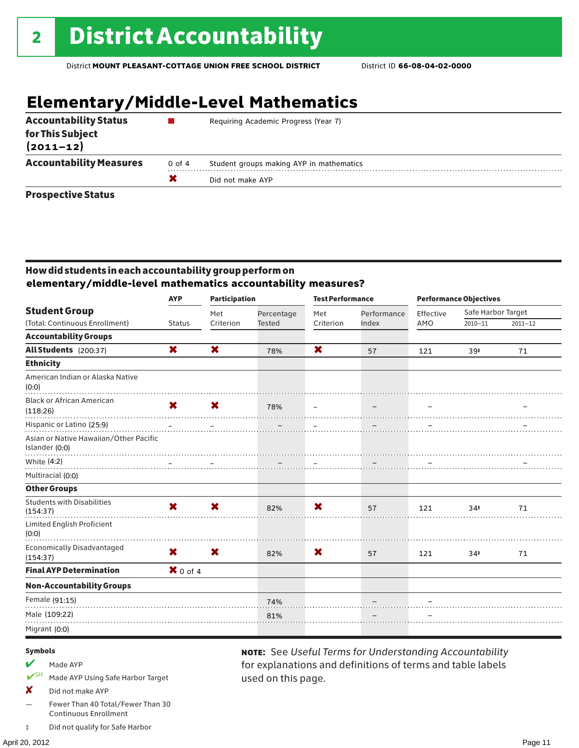# 2 District Accountability

District **MOUNT PLEASANT-COTTAGE UNION FREE SCHOOL DISTRICT** District ID **66-08-04-02-0000**

## Elementary/Middle-Level Mathematics

| | | |
|---|---|---|
| **Accountability Status for This Subject (2011–12)** | ■ | Requiring Academic Progress (Year 7) |
| **Accountability Measures** | 0 of 4 | Student groups making AYP in mathematics |
| | ✖ | Did not make AYP |
| **Prospective Status** | | |

### How did students in each accountability group perform on elementary/middle-level mathematics accountability measures?

| Student Group | AYP | Participation | | Test Performance | | Performance Objectives | | |
|---|---|---|---|---|---|---|---|---|
| (Total: Continuous Enrollment) | Status | Met Criterion | Percentage Tested | Met Criterion | Performance Index | Effective AMO | Safe Harbor Target 2010–11 | Safe Harbor Target 2011–12 |
| **Accountability Groups** | | | | | | | | |
| **All Students** (200:37) | ✖ | ✖ | 78% | ✖ | 57 | 121 | 39‡ | 71 |
| **Ethnicity** | | | | | | | | |
| American Indian or Alaska Native (0:0) | | | | | | | | |
| Black or African American (118:26) | ✖ | ✖ | 78% | – | – | – | | – |
| Hispanic or Latino (25:9) | – | – | – | – | – | – | | – |
| Asian or Native Hawaiian/Other Pacific Islander (0:0) | | | | | | | | |
| White (4:2) | – | – | – | – | – | – | | – |
| Multiracial (0:0) | | | | | | | | |
| **Other Groups** | | | | | | | | |
| Students with Disabilities (154:37) | ✖ | ✖ | 82% | ✖ | 57 | 121 | 34‡ | 71 |
| Limited English Proficient (0:0) | | | | | | | | |
| Economically Disadvantaged (154:37) | ✖ | ✖ | 82% | ✖ | 57 | 121 | 34‡ | 71 |
| **Final AYP Determination** | ✖ 0 of 4 | | | | | | | |
| **Non-Accountability Groups** | | | | | | | | |
| Female (91:15) | | | 74% | | – | – | | |
| Male (109:22) | | | 81% | | – | – | | |
| Migrant (0:0) | | | | | | | | |

**Symbols**

- ✔ Made AYP
- ✔SH Made AYP Using Safe Harbor Target
- ✘ Did not make AYP
- — Fewer Than 40 Total/Fewer Than 30 Continuous Enrollment
- ‡ Did not qualify for Safe Harbor

**NOTE:** See *Useful Terms for Understanding Accountability* for explanations and definitions of terms and table labels used on this page.

April 20, 2012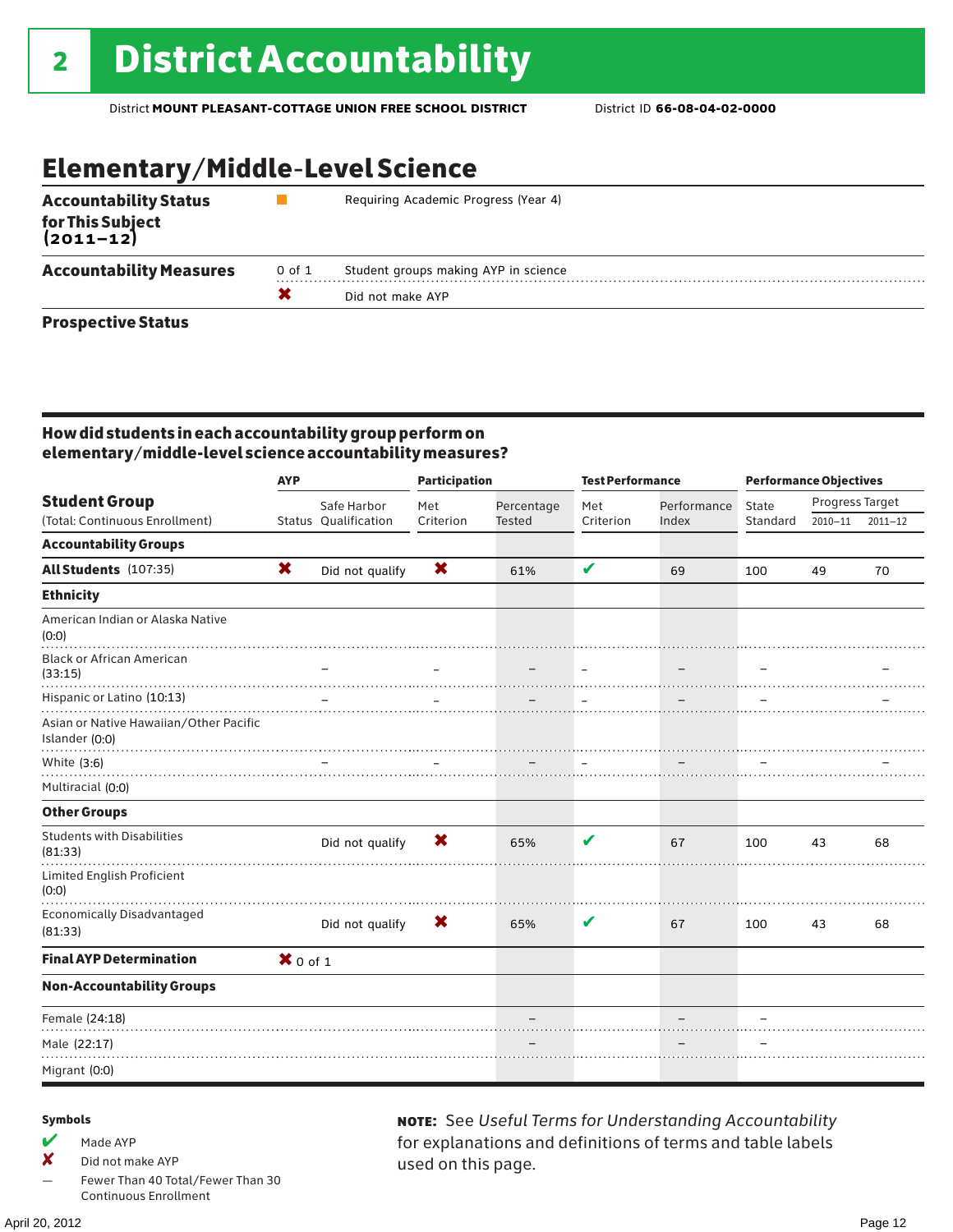# 2 District Accountability

District **MOUNT PLEASANT-COTTAGE UNION FREE SCHOOL DISTRICT** District ID **66-08-04-02-0000**

## Elementary/Middle-Level Science

| | | |
|---|---|---|
| **Accountability Status for This Subject (2011–12)** | ■ | Requiring Academic Progress (Year 4) |
| **Accountability Measures** | 0 of 1 | Student groups making AYP in science |
| | ✘ | Did not make AYP |
| **Prospective Status** | | |

### How did students in each accountability group perform on elementary/middle-level science accountability measures?

| Student Group (Total: Continuous Enrollment) | AYP Status | AYP Safe Harbor Qualification | Participation Met Criterion | Participation Percentage Tested | Test Performance Met Criterion | Test Performance Performance Index | Performance Objectives State Standard | Progress Target 2010–11 | Progress Target 2011–12 |
|---|---|---|---|---|---|---|---|---|---|
| **Accountability Groups** | | | | | | | | | |
| **All Students** (107:35) | ✘ | Did not qualify | ✘ | 61% | ✔ | 69 | 100 | 49 | 70 |
| **Ethnicity** | | | | | | | | | |
| American Indian or Alaska Native (0:0) | | | | | | | | | |
| Black or African American (33:15) | | – | – | – | – | – | – | | – |
| Hispanic or Latino (10:13) | | – | – | – | – | – | – | | – |
| Asian or Native Hawaiian/Other Pacific Islander (0:0) | | | | | | | | | |
| White (3:6) | | – | – | – | – | – | – | | – |
| Multiracial (0:0) | | | | | | | | | |
| **Other Groups** | | | | | | | | | |
| Students with Disabilities (81:33) | | Did not qualify | ✘ | 65% | ✔ | 67 | 100 | 43 | 68 |
| Limited English Proficient (0:0) | | | | | | | | | |
| Economically Disadvantaged (81:33) | | Did not qualify | ✘ | 65% | ✔ | 67 | 100 | 43 | 68 |
| **Final AYP Determination** | ✘ 0 of 1 | | | | | | | | |
| **Non-Accountability Groups** | | | | | | | | | |
| Female (24:18) | | | | – | | – | – | | |
| Male (22:17) | | | | – | | – | – | | |
| Migrant (0:0) | | | | | | | | | |

**Symbols**

- ✔ Made AYP
- ✘ Did not make AYP
- — Fewer Than 40 Total/Fewer Than 30 Continuous Enrollment

**NOTE:** See *Useful Terms for Understanding Accountability* for explanations and definitions of terms and table labels used on this page.

April 20, 2012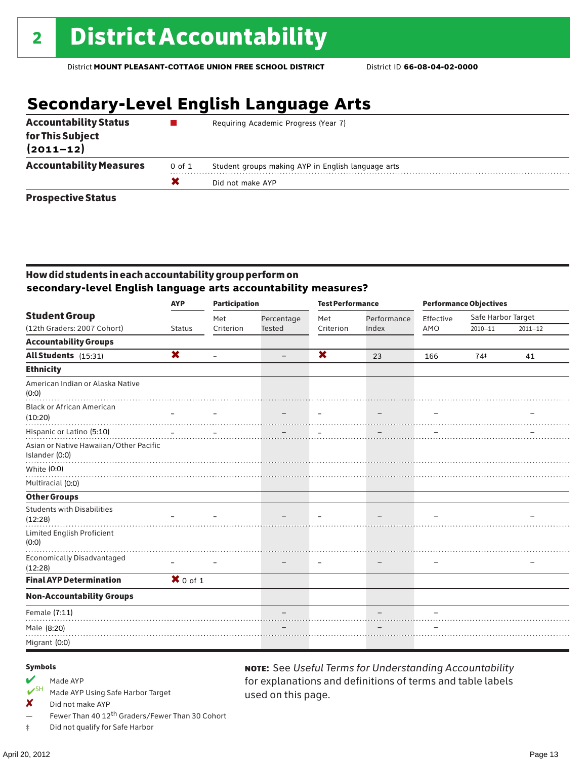# 2 District Accountability

District **MOUNT PLEASANT-COTTAGE UNION FREE SCHOOL DISTRICT** District ID **66-08-04-02-0000**

## Secondary-Level English Language Arts

| | | |
|---|---|---|
| **Accountability Status for This Subject (2011–12)** | ■ | Requiring Academic Progress (Year 7) |
| **Accountability Measures** | 0 of 1 | Student groups making AYP in English language arts |
| | ✘ | Did not make AYP |
| **Prospective Status** | | |

### How did students in each accountability group perform on secondary-level English language arts accountability measures?

| Student Group (12th Graders: 2007 Cohort) | AYP Status | Participation Met Criterion | Participation Percentage Tested | Test Performance Met Criterion | Test Performance Performance Index | Performance Objectives Effective AMO | Safe Harbor Target 2010–11 | Safe Harbor Target 2011–12 |
|---|---|---|---|---|---|---|---|---|
| **Accountability Groups** | | | | | | | | |
| **All Students** (15:31) | ✘ | – | – | ✘ | 23 | 166 | 74‡ | 41 |
| **Ethnicity** | | | | | | | | |
| American Indian or Alaska Native (0:0) | | | | | | | | |
| Black or African American (10:20) | – | – | – | – | – | – | | – |
| Hispanic or Latino (5:10) | – | – | – | – | – | – | | – |
| Asian or Native Hawaiian/Other Pacific Islander (0:0) | | | | | | | | |
| White (0:0) | | | | | | | | |
| Multiracial (0:0) | | | | | | | | |
| **Other Groups** | | | | | | | | |
| Students with Disabilities (12:28) | – | – | – | – | – | – | | – |
| Limited English Proficient (0:0) | | | | | | | | |
| Economically Disadvantaged (12:28) | – | – | – | – | – | – | | – |
| **Final AYP Determination** | ✘ 0 of 1 | | | | | | | |
| **Non-Accountability Groups** | | | | | | | | |
| Female (7:11) | | | – | | – | – | | |
| Male (8:20) | | | – | | – | – | | |
| Migrant (0:0) | | | | | | | | |

**Symbols**

- ✔ Made AYP
- ✔SH Made AYP Using Safe Harbor Target
- ✘ Did not make AYP
- — Fewer Than 40 12th Graders/Fewer Than 30 Cohort
- ‡ Did not qualify for Safe Harbor

**NOTE:** See *Useful Terms for Understanding Accountability* for explanations and definitions of terms and table labels used on this page.

April 20, 2012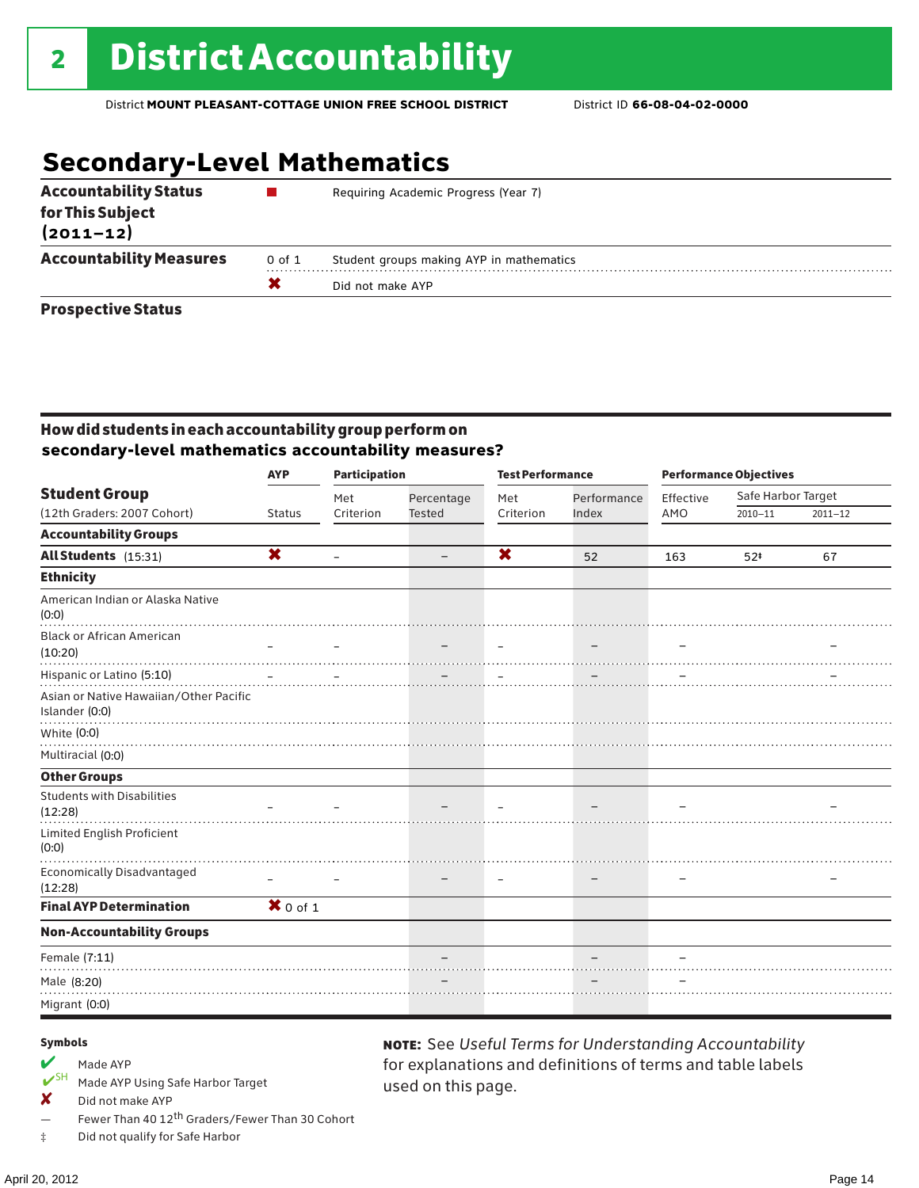# 2 District Accountability

District **MOUNT PLEASANT-COTTAGE UNION FREE SCHOOL DISTRICT** District ID **66-08-04-02-0000**

## Secondary-Level Mathematics

| | | |
|---|---|---|
| **Accountability Status for This Subject (2011–12)** | ■ | Requiring Academic Progress (Year 7) |
| **Accountability Measures** | 0 of 1 | Student groups making AYP in mathematics |
| | ✖ | Did not make AYP |
| **Prospective Status** | | |

### How did students in each accountability group perform on secondary-level mathematics accountability measures?

| Student Group (12th Graders: 2007 Cohort) | AYP Status | Participation: Met Criterion | Participation: Percentage Tested | Test Performance: Met Criterion | Test Performance: Performance Index | Performance Objectives: Effective AMO | Safe Harbor Target 2010–11 | Safe Harbor Target 2011–12 |
|---|---|---|---|---|---|---|---|---|
| **Accountability Groups** | | | | | | | | |
| **All Students** (15:31) | ✖ | – | – | ✖ | 52 | 163 | 52‡ | 67 |
| **Ethnicity** | | | | | | | | |
| American Indian or Alaska Native (0:0) | | | | | | | | |
| Black or African American (10:20) | – | – | – | – | – | – | | – |
| Hispanic or Latino (5:10) | – | – | – | – | – | – | | – |
| Asian or Native Hawaiian/Other Pacific Islander (0:0) | | | | | | | | |
| White (0:0) | | | | | | | | |
| Multiracial (0:0) | | | | | | | | |
| **Other Groups** | | | | | | | | |
| Students with Disabilities (12:28) | – | – | – | – | – | – | | – |
| Limited English Proficient (0:0) | | | | | | | | |
| Economically Disadvantaged (12:28) | – | – | – | – | – | – | | – |
| **Final AYP Determination** | ✖ 0 of 1 | | | | | | | |
| **Non-Accountability Groups** | | | | | | | | |
| Female (7:11) | | | – | | – | – | | |
| Male (8:20) | | | – | | – | – | | |
| Migrant (0:0) | | | | | | | | |

**Symbols**

- ✔ Made AYP
- ✔SH Made AYP Using Safe Harbor Target
- ✘ Did not make AYP
- — Fewer Than 40 12th Graders/Fewer Than 30 Cohort
- ‡ Did not qualify for Safe Harbor

**NOTE:** See *Useful Terms for Understanding Accountability* for explanations and definitions of terms and table labels used on this page.

April 20, 2012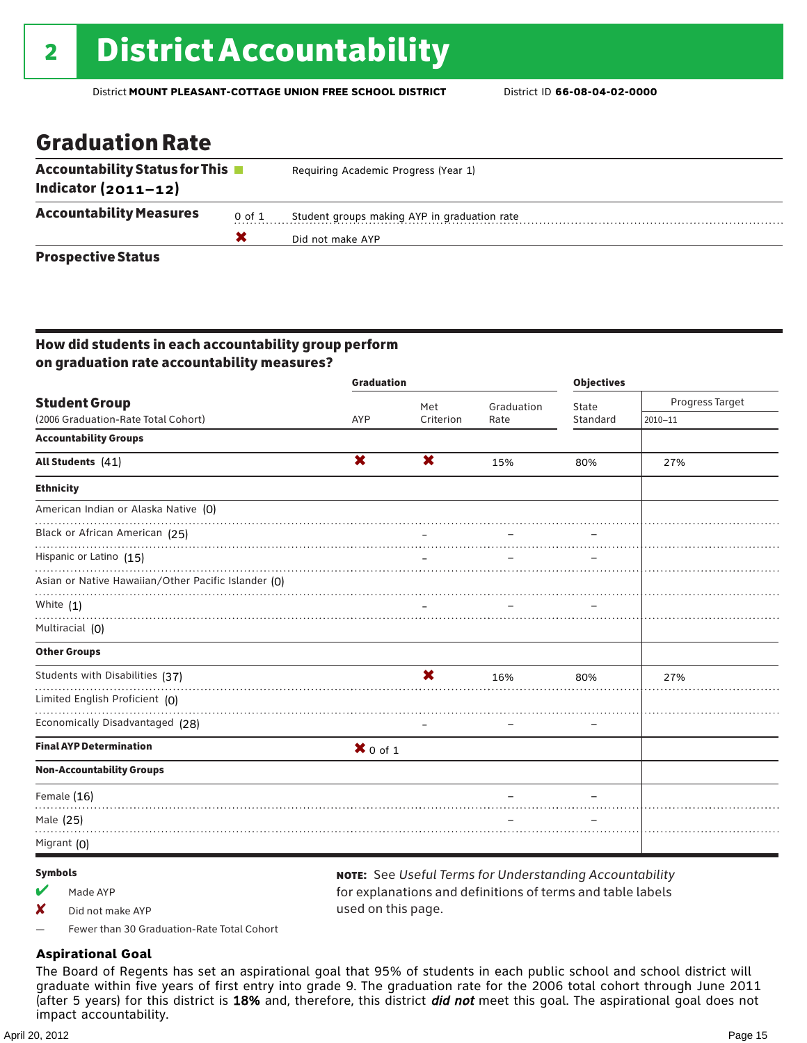# 2 District Accountability

District **MOUNT PLEASANT-COTTAGE UNION FREE SCHOOL DISTRICT** District ID **66-08-04-02-0000**

## Graduation Rate

| | | |
|---|---|---|
| **Accountability Status for This Indicator (2011–12)** | | Requiring Academic Progress (Year 1) |
| **Accountability Measures** | 0 of 1 | Student groups making AYP in graduation rate |
| | ✖ | Did not make AYP |
| **Prospective Status** | | |

### How did students in each accountability group perform on graduation rate accountability measures?

| Student Group (2006 Graduation-Rate Total Cohort) | Graduation AYP | Met Criterion | Graduation Rate | Objectives State Standard | Progress Target 2010–11 |
|---|---|---|---|---|---|
| **Accountability Groups** | | | | | |
| **All Students** (41) | ✖ | ✖ | 15% | 80% | 27% |
| **Ethnicity** | | | | | |
| American Indian or Alaska Native (0) | | | | | |
| Black or African American (25) | | – | – | – | |
| Hispanic or Latino (15) | | – | – | – | |
| Asian or Native Hawaiian/Other Pacific Islander (0) | | | | | |
| White (1) | | – | – | – | |
| Multiracial (0) | | | | | |
| **Other Groups** | | | | | |
| Students with Disabilities (37) | | ✖ | 16% | 80% | 27% |
| Limited English Proficient (0) | | | | | |
| Economically Disadvantaged (28) | | – | – | – | |
| **Final AYP Determination** | ✖ 0 of 1 | | | | |
| **Non-Accountability Groups** | | | | | |
| Female (16) | | | – | – | |
| Male (25) | | | – | – | |
| Migrant (0) | | | | | |

**Symbols**

- ✔ Made AYP
- ✘ Did not make AYP
- — Fewer than 30 Graduation-Rate Total Cohort

**NOTE:** See *Useful Terms for Understanding Accountability* for explanations and definitions of terms and table labels used on this page.

### Aspirational Goal

The Board of Regents has set an aspirational goal that 95% of students in each public school and school district will graduate within five years of first entry into grade 9. The graduation rate for the 2006 total cohort through June 2011 (after 5 years) for this district is **18%** and, therefore, this district ***did not*** meet this goal. The aspirational goal does not impact accountability.

April 20, 2012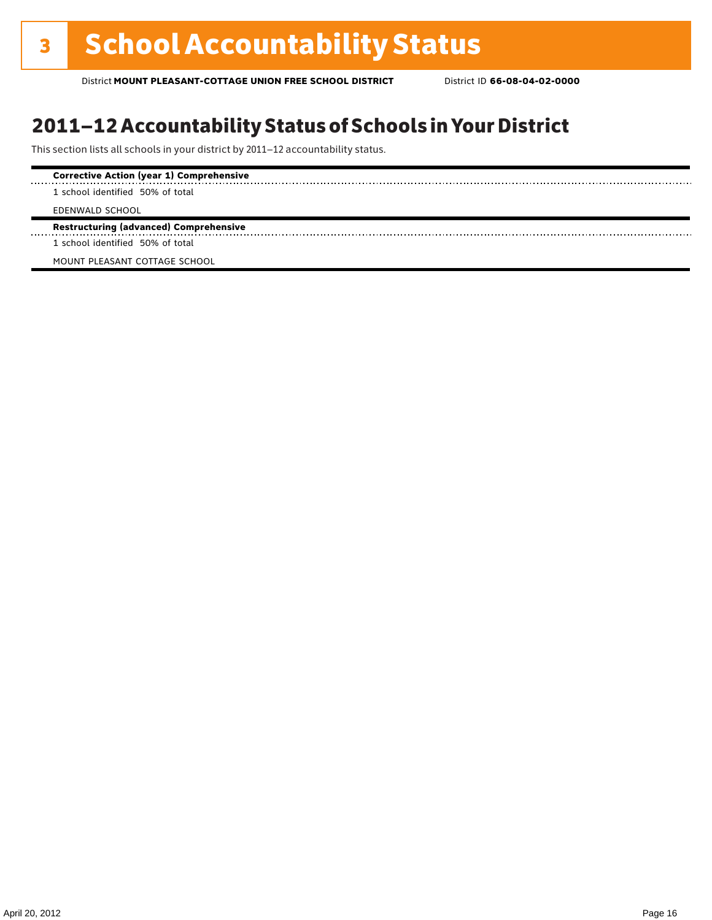# 3 School Accountability Status

District **MOUNT PLEASANT-COTTAGE UNION FREE SCHOOL DISTRICT** District ID **66-08-04-02-0000**

## 2011–12 Accountability Status of Schools in Your District

This section lists all schools in your district by 2011–12 accountability status.

**Corrective Action (year 1) Comprehensive**

1 school identified 50% of total

EDENWALD SCHOOL

**Restructuring (advanced) Comprehensive**

1 school identified 50% of total

MOUNT PLEASANT COTTAGE SCHOOL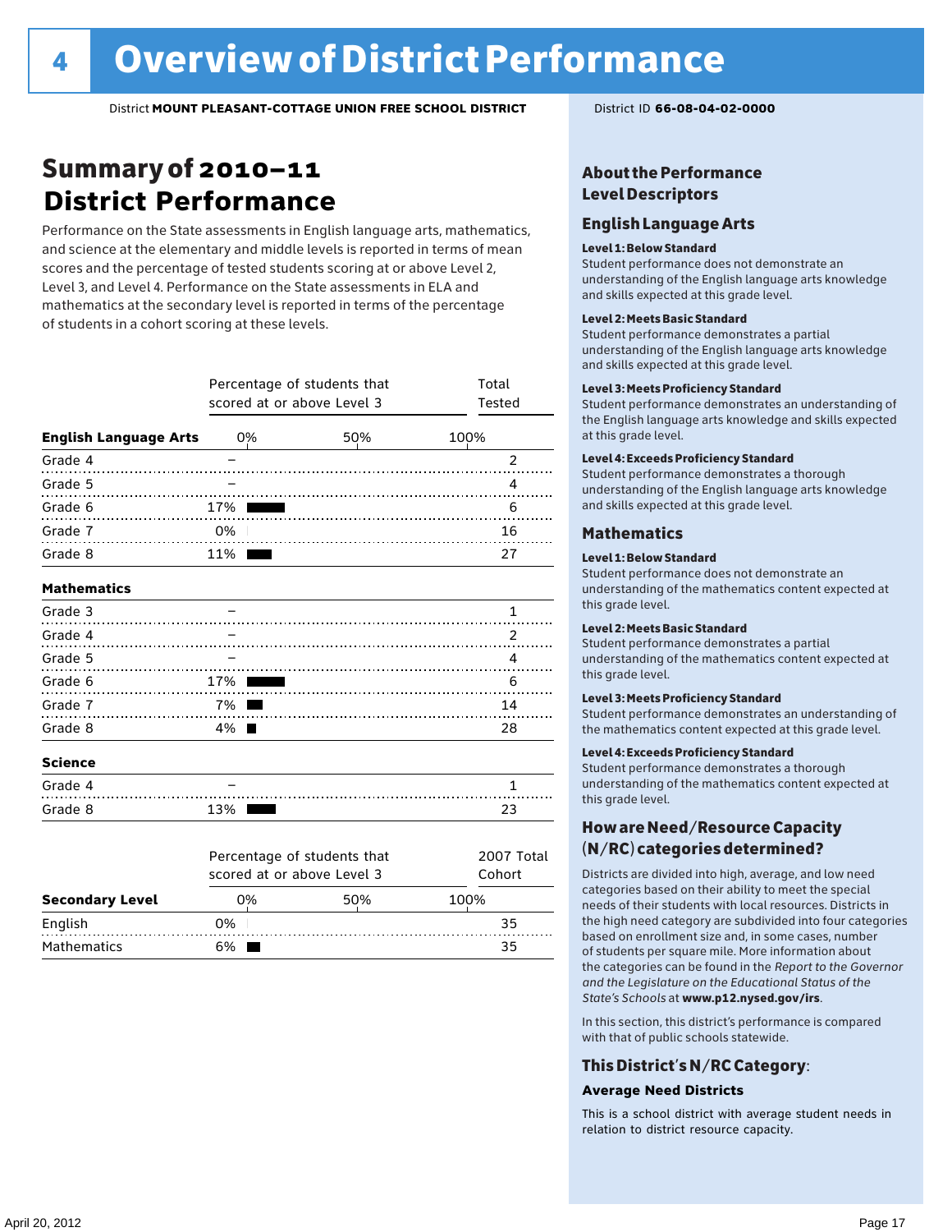# 4 Overview of District Performance

District **MOUNT PLEASANT-COTTAGE UNION FREE SCHOOL DISTRICT** District ID **66-08-04-02-0000**

## Summary of 2010–11 District Performance

Performance on the State assessments in English language arts, mathematics, and science at the elementary and middle levels is reported in terms of mean scores and the percentage of tested students scoring at or above Level 2, Level 3, and Level 4. Performance on the State assessments in ELA and mathematics at the secondary level is reported in terms of the percentage of students in a cohort scoring at these levels.

| | Percentage of students that scored at or above Level 3 | Total Tested |
|---|---|---|
| **English Language Arts** | | |
| Grade 4 | – | 2 |
| Grade 5 | – | 4 |
| Grade 6 | 17% | 6 |
| Grade 7 | 0% | 16 |
| Grade 8 | 11% | 27 |
| **Mathematics** | | |
| Grade 3 | – | 1 |
| Grade 4 | – | 2 |
| Grade 5 | – | 4 |
| Grade 6 | 17% | 6 |
| Grade 7 | 7% | 14 |
| Grade 8 | 4% | 28 |
| **Science** | | |
| Grade 4 | – | 1 |
| Grade 8 | 13% | 23 |

| **Secondary Level** | Percentage of students that scored at or above Level 3 | 2007 Total Cohort |
|---|---|---|
| English | 0% | 35 |
| Mathematics | 6% | 35 |

## About the Performance Level Descriptors

### English Language Arts

**Level 1: Below Standard**
Student performance does not demonstrate an understanding of the English language arts knowledge and skills expected at this grade level.

**Level 2: Meets Basic Standard**
Student performance demonstrates a partial understanding of the English language arts knowledge and skills expected at this grade level.

**Level 3: Meets Proficiency Standard**
Student performance demonstrates an understanding of the English language arts knowledge and skills expected at this grade level.

**Level 4: Exceeds Proficiency Standard**
Student performance demonstrates a thorough understanding of the English language arts knowledge and skills expected at this grade level.

### Mathematics

**Level 1: Below Standard**
Student performance does not demonstrate an understanding of the mathematics content expected at this grade level.

**Level 2: Meets Basic Standard**
Student performance demonstrates a partial understanding of the mathematics content expected at this grade level.

**Level 3: Meets Proficiency Standard**
Student performance demonstrates an understanding of the mathematics content expected at this grade level.

**Level 4: Exceeds Proficiency Standard**
Student performance demonstrates a thorough understanding of the mathematics content expected at this grade level.

## How are Need/Resource Capacity (N/RC) categories determined?

Districts are divided into high, average, and low need categories based on their ability to meet the special needs of their students with local resources. Districts in the high need category are subdivided into four categories based on enrollment size and, in some cases, number of students per square mile. More information about the categories can be found in the *Report to the Governor and the Legislature on the Educational Status of the State's Schools* at **www.p12.nysed.gov/irs**.

In this section, this district's performance is compared with that of public schools statewide.

## This District's N/RC Category:

**Average Need Districts**

This is a school district with average student needs in relation to district resource capacity.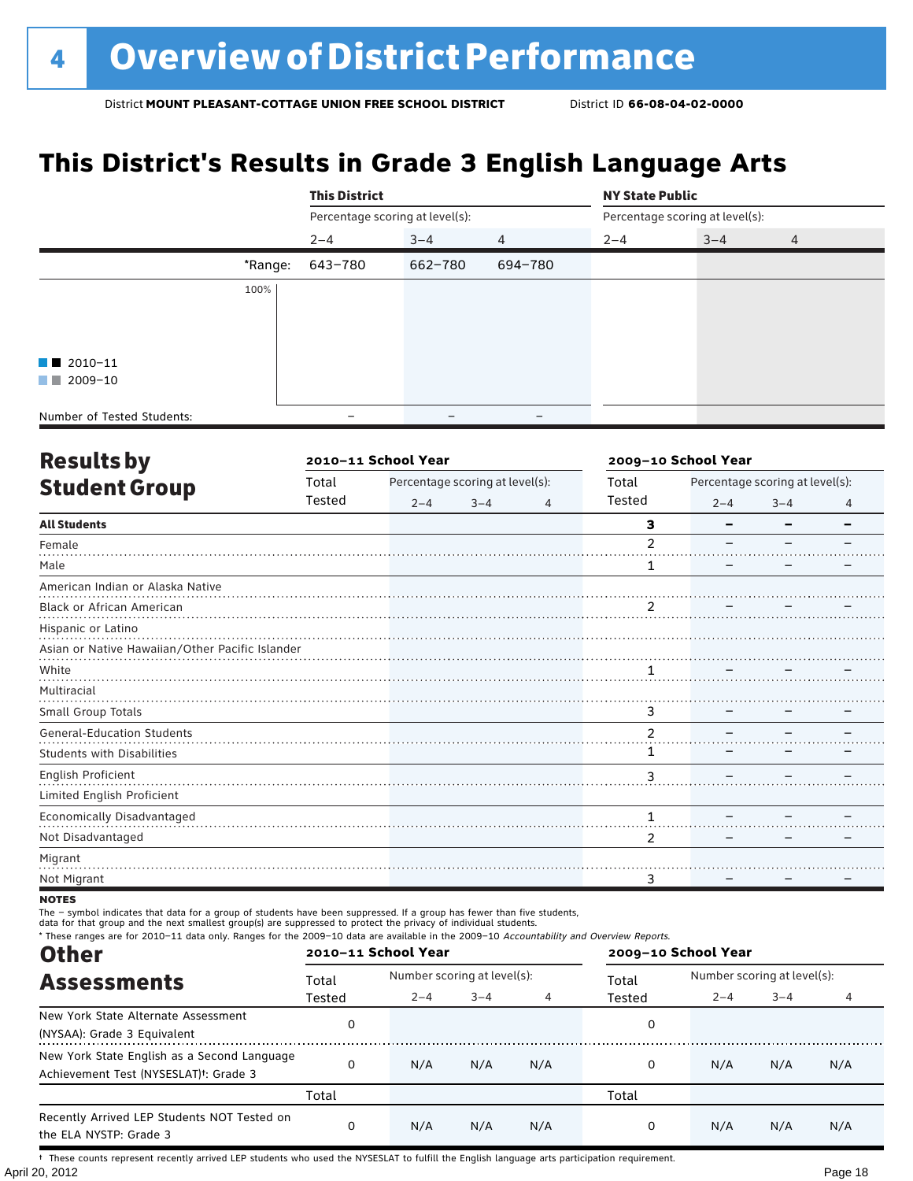# 4 Overview of District Performance

District **MOUNT PLEASANT-COTTAGE UNION FREE SCHOOL DISTRICT** District ID **66-08-04-02-0000**

## This District's Results in Grade 3 English Language Arts

| | This District | | | NY State Public | | |
|---|---|---|---|---|---|---|
| | Percentage scoring at level(s): | | | Percentage scoring at level(s): | | |
| | 2–4 | 3–4 | 4 | 2–4 | 3–4 | 4 |
| *Range: | 643–780 | 662–780 | 694–780 | | | |
| Number of Tested Students: | – | – | – | | | |

■ 2010–11
■ 2009–10

100%

## Results by Student Group

| | 2010–11 School Year | | | | 2009–10 School Year | | | |
|---|---|---|---|---|---|---|---|---|
| | Total Tested | Percentage scoring at level(s): 2–4 | 3–4 | 4 | Total Tested | Percentage scoring at level(s): 2–4 | 3–4 | 4 |
| **All Students** | | | | | **3** | **–** | **–** | **–** |
| Female | | | | | 2 | – | – | – |
| Male | | | | | 1 | – | – | – |
| American Indian or Alaska Native | | | | | | | | |
| Black or African American | | | | | 2 | – | – | – |
| Hispanic or Latino | | | | | | | | |
| Asian or Native Hawaiian/Other Pacific Islander | | | | | | | | |
| White | | | | | 1 | – | – | – |
| Multiracial | | | | | | | | |
| Small Group Totals | | | | | 3 | – | – | – |
| General-Education Students | | | | | 2 | – | – | – |
| Students with Disabilities | | | | | 1 | – | – | – |
| English Proficient | | | | | 3 | – | – | – |
| Limited English Proficient | | | | | | | | |
| Economically Disadvantaged | | | | | 1 | – | – | – |
| Not Disadvantaged | | | | | 2 | – | – | – |
| Migrant | | | | | | | | |
| Not Migrant | | | | | 3 | – | – | – |

**NOTES**

The – symbol indicates that data for a group of students have been suppressed. If a group has fewer than five students, data for that group and the next smallest group(s) are suppressed to protect the privacy of individual students.

\* These ranges are for 2010–11 data only. Ranges for the 2009–10 data are available in the 2009–10 *Accountability and Overview Reports.*

## Other Assessments

| | 2010–11 School Year | | | | 2009–10 School Year | | | |
|---|---|---|---|---|---|---|---|---|
| | Total Tested | Number scoring at level(s): 2–4 | 3–4 | 4 | Total Tested | Number scoring at level(s): 2–4 | 3–4 | 4 |
| New York State Alternate Assessment (NYSAA): Grade 3 Equivalent | 0 | | | | 0 | | | |
| New York State English as a Second Language Achievement Test (NYSESLAT)†: Grade 3 | 0 | N/A | N/A | N/A | 0 | N/A | N/A | N/A |
| | Total | | | | Total | | | |
| Recently Arrived LEP Students NOT Tested on the ELA NYSTP: Grade 3 | 0 | N/A | N/A | N/A | 0 | N/A | N/A | N/A |

† These counts represent recently arrived LEP students who used the NYSESLAT to fulfill the English language arts participation requirement.

April 20, 2012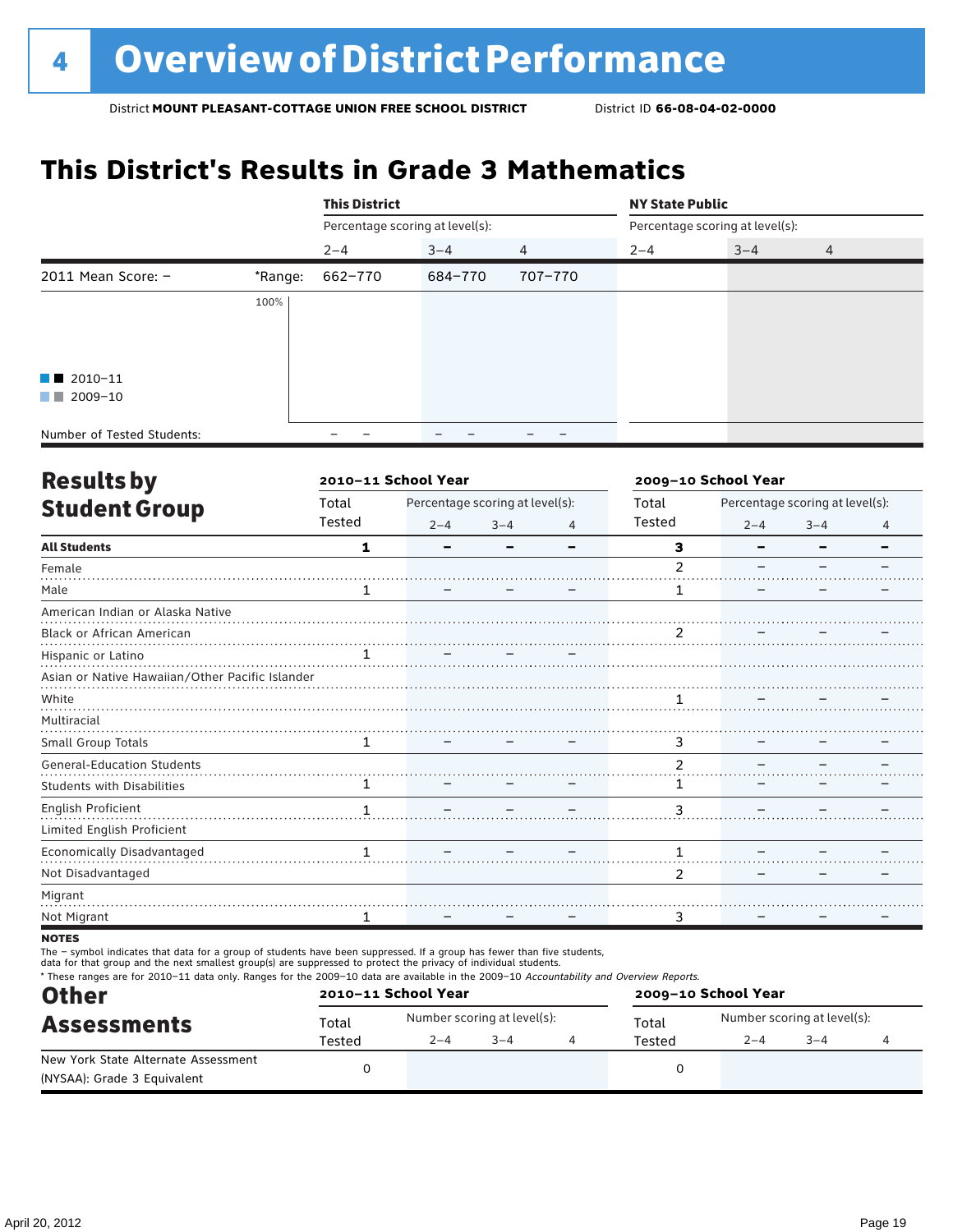# 4 Overview of District Performance

District **MOUNT PLEASANT-COTTAGE UNION FREE SCHOOL DISTRICT** District ID **66-08-04-02-0000**

## This District's Results in Grade 3 Mathematics

| | | This District | | | NY State Public | | |
|---|---|---|---|---|---|---|---|
| | | Percentage scoring at level(s): | | | Percentage scoring at level(s): | | |
| | | 2–4 | 3–4 | 4 | 2–4 | 3–4 | 4 |
| 2011 Mean Score: – | *Range: | 662–770 | 684–770 | 707–770 | | | |
| Number of Tested Students: | | – – | – – | – – | | | |

■■ 2010–11
■■ 2009–10

## Results by Student Group

| | 2010–11 School Year | | | | 2009–10 School Year | | | |
|---|---|---|---|---|---|---|---|---|
| | Total Tested | Percentage scoring at level(s): 2–4 | 3–4 | 4 | Total Tested | Percentage scoring at level(s): 2–4 | 3–4 | 4 |
| **All Students** | **1** | **–** | **–** | **–** | **3** | **–** | **–** | **–** |
| Female | | | | | 2 | – | – | – |
| Male | 1 | – | – | – | 1 | – | – | – |
| American Indian or Alaska Native | | | | | | | | |
| Black or African American | | | | | 2 | – | – | – |
| Hispanic or Latino | 1 | – | – | – | | | | |
| Asian or Native Hawaiian/Other Pacific Islander | | | | | | | | |
| White | | | | | 1 | – | – | – |
| Multiracial | | | | | | | | |
| Small Group Totals | 1 | – | – | – | 3 | – | – | – |
| General-Education Students | | | | | 2 | – | – | – |
| Students with Disabilities | 1 | – | – | – | 1 | – | – | – |
| English Proficient | 1 | – | – | – | 3 | – | – | – |
| Limited English Proficient | | | | | | | | |
| Economically Disadvantaged | 1 | – | – | – | 1 | – | – | – |
| Not Disadvantaged | | | | | 2 | – | – | – |
| Migrant | | | | | | | | |
| Not Migrant | 1 | – | – | – | 3 | – | – | – |

**NOTES**

The – symbol indicates that data for a group of students have been suppressed. If a group has fewer than five students, data for that group and the next smallest group(s) are suppressed to protect the privacy of individual students.

* These ranges are for 2010–11 data only. Ranges for the 2009–10 data are available in the 2009–10 *Accountability and Overview Reports*.

## Other Assessments

| | 2010–11 School Year | | | | 2009–10 School Year | | | |
|---|---|---|---|---|---|---|---|---|
| | Total Tested | Number scoring at level(s): 2–4 | 3–4 | 4 | Total Tested | Number scoring at level(s): 2–4 | 3–4 | 4 |
| New York State Alternate Assessment (NYSAA): Grade 3 Equivalent | 0 | | | | 0 | | | |

April 20, 2012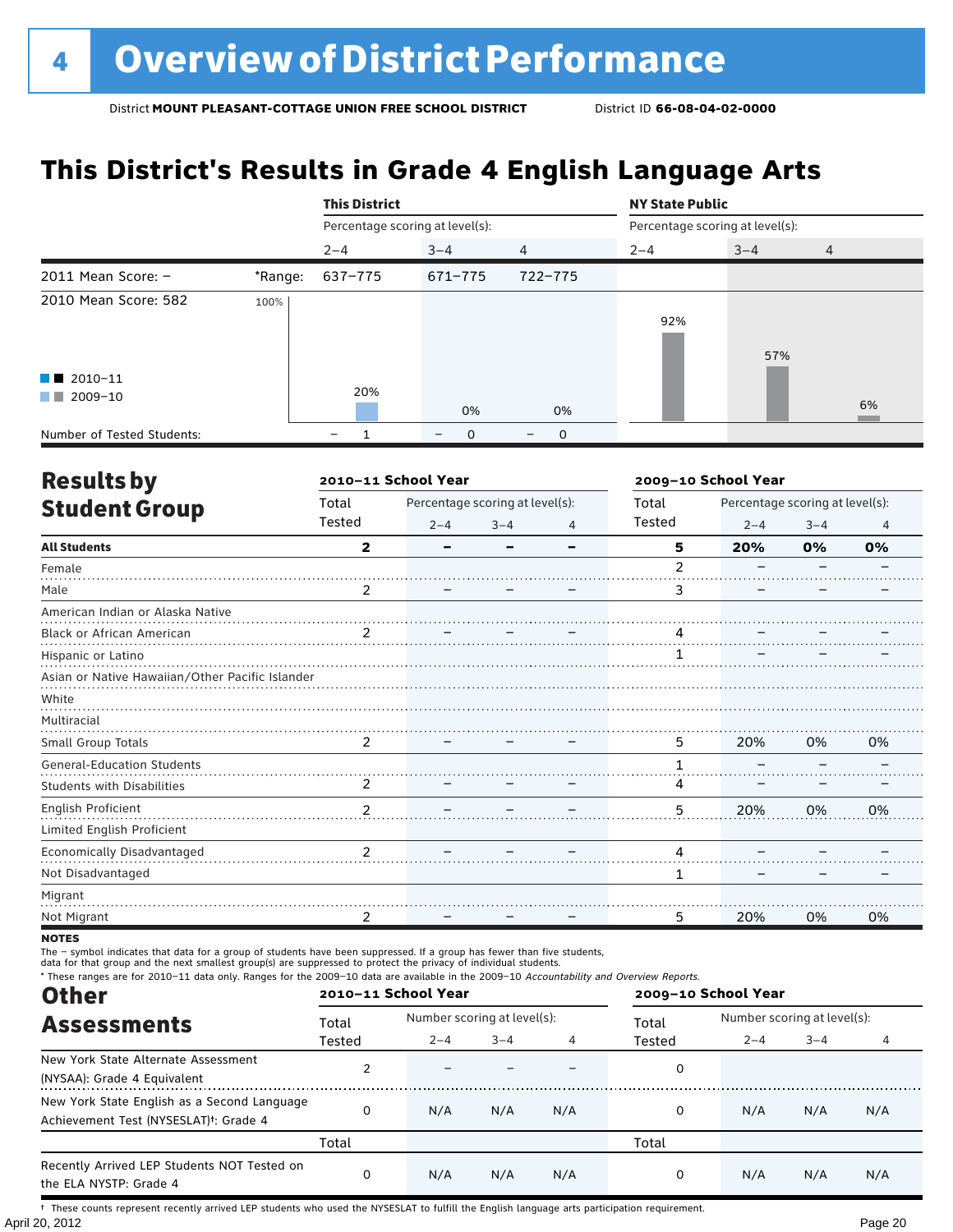# 4 Overview of District Performance

District **MOUNT PLEASANT-COTTAGE UNION FREE SCHOOL DISTRICT** District ID **66-08-04-02-0000**

## This District's Results in Grade 4 English Language Arts

| | | This District | | | NY State Public | | |
|---|---|---|---|---|---|---|---|
| | | Percentage scoring at level(s): | | | Percentage scoring at level(s): | | |
| | | 2–4 | 3–4 | 4 | 2–4 | 3–4 | 4 |
| 2011 Mean Score: – | *Range: | 637–775 | 671–775 | 722–775 | | | |
| 2010 Mean Score: 582 | | | | | | | |
| 2010–11 | | | | | | | |
| 2009–10 | | 20% | 0% | 0% | 92% | 57% | 6% |
| Number of Tested Students: | | – 1 | – 0 | – 0 | | | |

## Results by Student Group

| | 2010–11 School Year | | | | 2009–10 School Year | | | |
|---|---|---|---|---|---|---|---|---|
| | Total Tested | Percentage scoring at level(s): 2–4 | 3–4 | 4 | Total Tested | Percentage scoring at level(s): 2–4 | 3–4 | 4 |
| **All Students** | **2** | **–** | **–** | **–** | **5** | **20%** | **0%** | **0%** |
| Female | | | | | 2 | – | – | – |
| Male | 2 | – | – | – | 3 | – | – | – |
| American Indian or Alaska Native | | | | | | | | |
| Black or African American | 2 | – | – | – | 4 | – | – | – |
| Hispanic or Latino | | | | | 1 | – | – | – |
| Asian or Native Hawaiian/Other Pacific Islander | | | | | | | | |
| White | | | | | | | | |
| Multiracial | | | | | | | | |
| Small Group Totals | 2 | – | – | – | 5 | 20% | 0% | 0% |
| General-Education Students | | | | | 1 | – | – | – |
| Students with Disabilities | 2 | – | – | – | 4 | – | – | – |
| English Proficient | 2 | – | – | – | 5 | 20% | 0% | 0% |
| Limited English Proficient | | | | | | | | |
| Economically Disadvantaged | 2 | – | – | – | 4 | – | – | – |
| Not Disadvantaged | | | | | 1 | – | – | – |
| Migrant | | | | | | | | |
| Not Migrant | 2 | – | – | – | 5 | 20% | 0% | 0% |

**NOTES**

The – symbol indicates that data for a group of students have been suppressed. If a group has fewer than five students, data for that group and the next smallest group(s) are suppressed to protect the privacy of individual students.

\* These ranges are for 2010–11 data only. Ranges for the 2009–10 data are available in the 2009–10 *Accountability and Overview Reports.*

## Other Assessments

| | 2010–11 School Year | | | | 2009–10 School Year | | | |
|---|---|---|---|---|---|---|---|---|
| | Total Tested | Number scoring at level(s): 2–4 | 3–4 | 4 | Total Tested | Number scoring at level(s): 2–4 | 3–4 | 4 |
| New York State Alternate Assessment (NYSAA): Grade 4 Equivalent | 2 | – | – | – | 0 | | | |
| New York State English as a Second Language Achievement Test (NYSESLAT)†: Grade 4 | 0 | N/A | N/A | N/A | 0 | N/A | N/A | N/A |
| | Total | | | | Total | | | |
| Recently Arrived LEP Students NOT Tested on the ELA NYSTP: Grade 4 | 0 | N/A | N/A | N/A | 0 | N/A | N/A | N/A |

† These counts represent recently arrived LEP students who used the NYSESLAT to fulfill the English language arts participation requirement.

April 20, 2012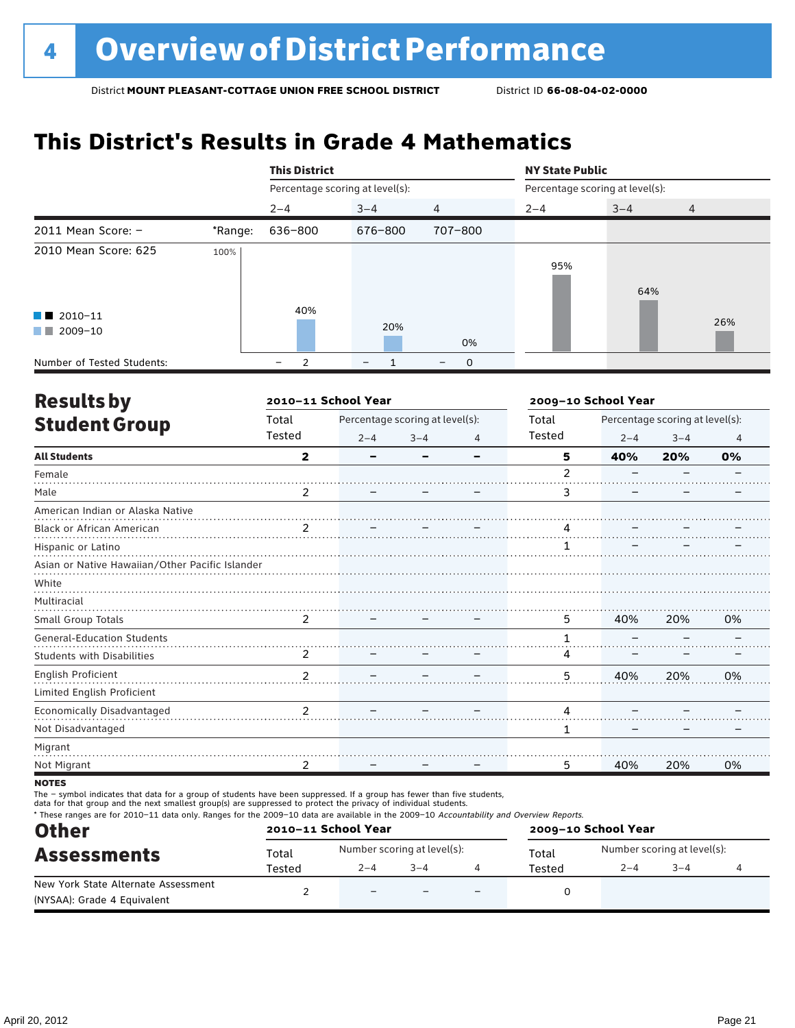# 4 Overview of District Performance

District **MOUNT PLEASANT-COTTAGE UNION FREE SCHOOL DISTRICT** District ID **66-08-04-02-0000**

## This District's Results in Grade 4 Mathematics

| | | This District | | | NY State Public | | |
|---|---|---|---|---|---|---|---|
| | | Percentage scoring at level(s): | | | Percentage scoring at level(s): | | |
| | | 2–4 | 3–4 | 4 | 2–4 | 3–4 | 4 |
| 2011 Mean Score: – | *Range: | 636–800 | 676–800 | 707–800 | | | |
| 2010 Mean Score: 625 | | | | | | | |
| 2010–11 | | | | | | | |
| 2009–10 | | 40% | 20% | 0% | 95% | 64% | 26% |
| Number of Tested Students: | | – 2 | – 1 | – 0 | | | |

## Results by Student Group

| | 2010–11 School Year | | | | 2009–10 School Year | | | |
|---|---|---|---|---|---|---|---|---|
| | Total Tested | Percentage scoring at level(s): 2–4 | 3–4 | 4 | Total Tested | Percentage scoring at level(s): 2–4 | 3–4 | 4 |
| **All Students** | **2** | **–** | **–** | **–** | **5** | **40%** | **20%** | **0%** |
| Female | | | | | 2 | – | – | – |
| Male | 2 | – | – | – | 3 | – | – | – |
| American Indian or Alaska Native | | | | | | | | |
| Black or African American | 2 | – | – | – | 4 | – | – | – |
| Hispanic or Latino | | | | | 1 | – | – | – |
| Asian or Native Hawaiian/Other Pacific Islander | | | | | | | | |
| White | | | | | | | | |
| Multiracial | | | | | | | | |
| Small Group Totals | 2 | – | – | – | 5 | 40% | 20% | 0% |
| General-Education Students | | | | | 1 | – | – | – |
| Students with Disabilities | 2 | – | – | – | 4 | – | – | – |
| English Proficient | 2 | – | – | – | 5 | 40% | 20% | 0% |
| Limited English Proficient | | | | | | | | |
| Economically Disadvantaged | 2 | – | – | – | 4 | – | – | – |
| Not Disadvantaged | | | | | 1 | – | – | – |
| Migrant | | | | | | | | |
| Not Migrant | 2 | – | – | – | 5 | 40% | 20% | 0% |

**NOTES**

The – symbol indicates that data for a group of students have been suppressed. If a group has fewer than five students, data for that group and the next smallest group(s) are suppressed to protect the privacy of individual students.

* These ranges are for 2010–11 data only. Ranges for the 2009–10 data are available in the 2009–10 *Accountability and Overview Reports*.

## Other Assessments

| | 2010–11 School Year | | | | 2009–10 School Year | | | |
|---|---|---|---|---|---|---|---|---|
| | Total Tested | Number scoring at level(s): 2–4 | 3–4 | 4 | Total Tested | Number scoring at level(s): 2–4 | 3–4 | 4 |
| New York State Alternate Assessment (NYSAA): Grade 4 Equivalent | 2 | – | – | – | 0 | | | |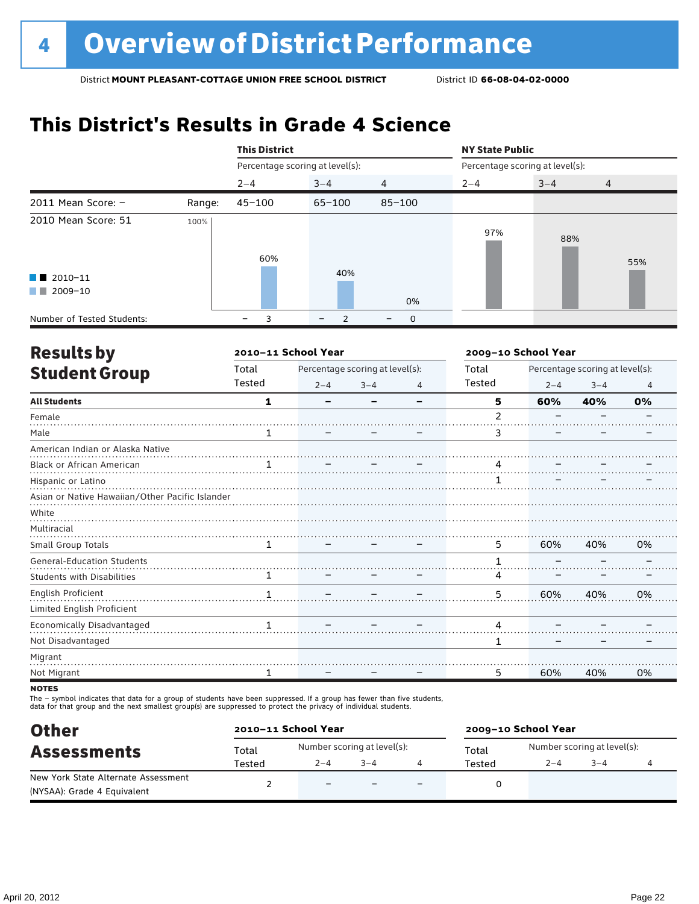# 4 Overview of District Performance

District **MOUNT PLEASANT-COTTAGE UNION FREE SCHOOL DISTRICT** District ID **66-08-04-02-0000**

## This District's Results in Grade 4 Science

| | | This District | | | NY State Public | | |
|---|---|---|---|---|---|---|---|
| | | Percentage scoring at level(s): | | | Percentage scoring at level(s): | | |
| | | 2–4 | 3–4 | 4 | 2–4 | 3–4 | 4 |
| 2011 Mean Score: – | Range: | 45–100 | 65–100 | 85–100 | | | |
| 2010 Mean Score: 51 | 2009–10 | 60% | 40% | 0% | 97% | 88% | 55% |
| Number of Tested Students: | | – 3 | – 2 | – 0 | | | |

Legend: 2010–11; 2009–10

## Results by Student Group

| | 2010–11 School Year | | | | 2009–10 School Year | | | |
|---|---|---|---|---|---|---|---|---|
| | Total Tested | Percentage scoring at level(s): 2–4 | 3–4 | 4 | Total Tested | Percentage scoring at level(s): 2–4 | 3–4 | 4 |
| **All Students** | **1** | **–** | **–** | **–** | **5** | **60%** | **40%** | **0%** |
| Female | | | | | 2 | – | – | – |
| Male | 1 | – | – | – | 3 | – | – | – |
| American Indian or Alaska Native | | | | | | | | |
| Black or African American | 1 | – | – | – | 4 | – | – | – |
| Hispanic or Latino | | | | | 1 | – | – | – |
| Asian or Native Hawaiian/Other Pacific Islander | | | | | | | | |
| White | | | | | | | | |
| Multiracial | | | | | | | | |
| Small Group Totals | 1 | – | – | – | 5 | 60% | 40% | 0% |
| General-Education Students | | | | | 1 | – | – | – |
| Students with Disabilities | 1 | – | – | – | 4 | – | – | – |
| English Proficient | 1 | – | – | – | 5 | 60% | 40% | 0% |
| Limited English Proficient | | | | | | | | |
| Economically Disadvantaged | 1 | – | – | – | 4 | – | – | – |
| Not Disadvantaged | | | | | 1 | – | – | – |
| Migrant | | | | | | | | |
| Not Migrant | 1 | – | – | – | 5 | 60% | 40% | 0% |

**NOTES**

The – symbol indicates that data for a group of students have been suppressed. If a group has fewer than five students, data for that group and the next smallest group(s) are suppressed to protect the privacy of individual students.

## Other Assessments

| | 2010–11 School Year | | | | 2009–10 School Year | | | |
|---|---|---|---|---|---|---|---|---|
| | Total Tested | Number scoring at level(s): 2–4 | 3–4 | 4 | Total Tested | Number scoring at level(s): 2–4 | 3–4 | 4 |
| New York State Alternate Assessment (NYSAA): Grade 4 Equivalent | 2 | – | – | – | 0 | | | |

April 20, 2012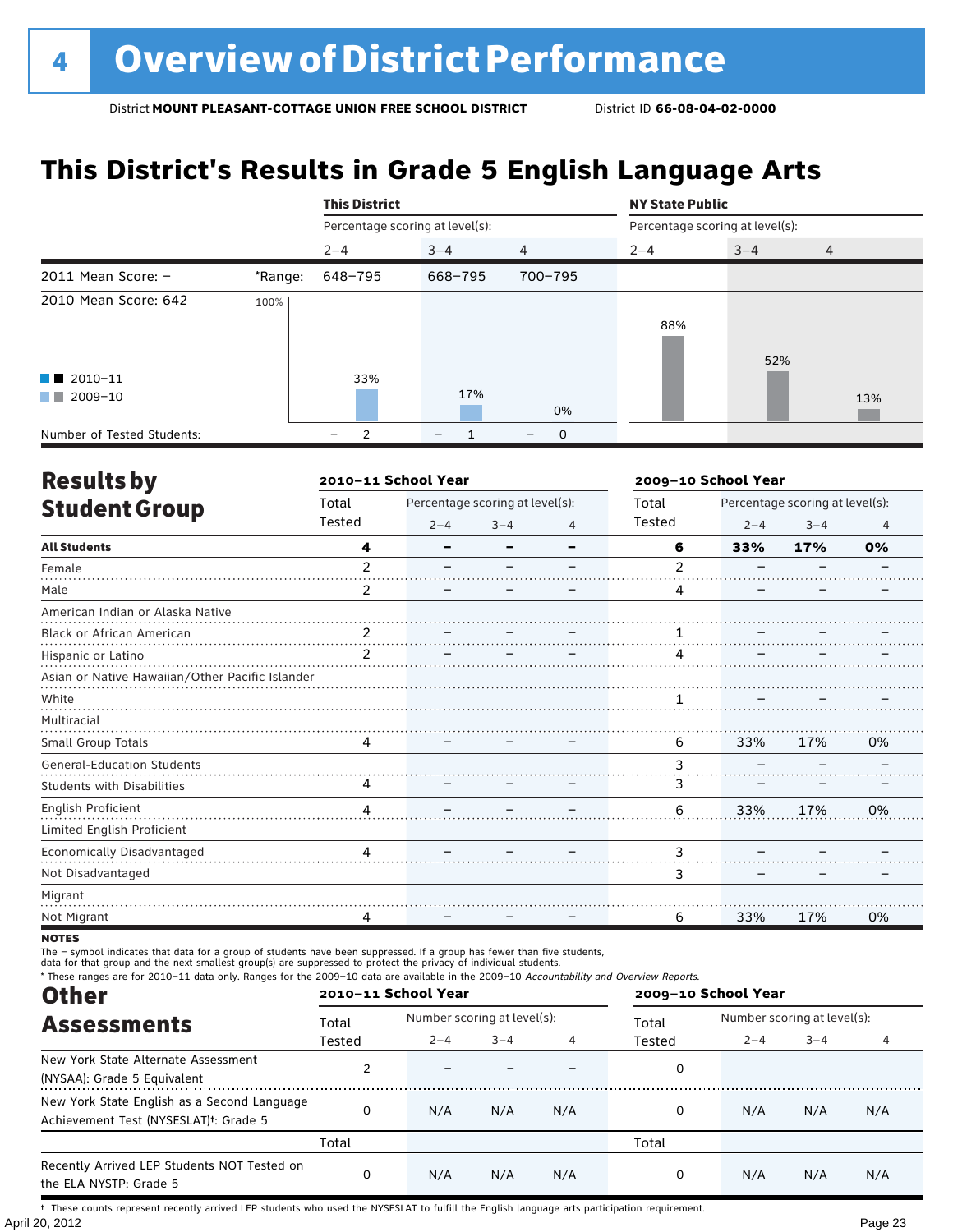# 4 Overview of District Performance

District **MOUNT PLEASANT-COTTAGE UNION FREE SCHOOL DISTRICT** District ID **66-08-04-02-0000**

## This District's Results in Grade 5 English Language Arts

| | | This District | | | NY State Public | | |
|---|---|---|---|---|---|---|---|
| | | Percentage scoring at level(s): | | | Percentage scoring at level(s): | | |
| | | 2–4 | 3–4 | 4 | 2–4 | 3–4 | 4 |
| 2011 Mean Score: – | *Range: | 648–795 | 668–795 | 700–795 | | | |
| 2010 Mean Score: 642 | | | | | | | |
| 2010–11 | | | | | | | |
| 2009–10 | | 33% | 17% | 0% | 88% | 52% | 13% |
| Number of Tested Students: | | – 2 | – 1 | – 0 | | | |

## Results by Student Group

| | 2010–11 School Year | | | | 2009–10 School Year | | | |
|---|---|---|---|---|---|---|---|---|
| | Total Tested | Percentage scoring at level(s): 2–4 | 3–4 | 4 | Total Tested | Percentage scoring at level(s): 2–4 | 3–4 | 4 |
| **All Students** | **4** | **–** | **–** | **–** | **6** | **33%** | **17%** | **0%** |
| Female | 2 | – | – | – | 2 | – | – | – |
| Male | 2 | – | – | – | 4 | – | – | – |
| American Indian or Alaska Native | | | | | | | | |
| Black or African American | 2 | – | – | – | 1 | – | – | – |
| Hispanic or Latino | 2 | – | – | – | 4 | – | – | – |
| Asian or Native Hawaiian/Other Pacific Islander | | | | | | | | |
| White | | | | | 1 | – | – | – |
| Multiracial | | | | | | | | |
| Small Group Totals | 4 | – | – | – | 6 | 33% | 17% | 0% |
| General-Education Students | | | | | 3 | – | – | – |
| Students with Disabilities | 4 | – | – | – | 3 | – | – | – |
| English Proficient | 4 | – | – | – | 6 | 33% | 17% | 0% |
| Limited English Proficient | | | | | | | | |
| Economically Disadvantaged | 4 | – | – | – | 3 | – | – | – |
| Not Disadvantaged | | | | | 3 | – | – | – |
| Migrant | | | | | | | | |
| Not Migrant | 4 | – | – | – | 6 | 33% | 17% | 0% |

**NOTES**

The – symbol indicates that data for a group of students have been suppressed. If a group has fewer than five students, data for that group and the next smallest group(s) are suppressed to protect the privacy of individual students.

\* These ranges are for 2010–11 data only. Ranges for the 2009–10 data are available in the 2009–10 *Accountability and Overview Reports*.

## Other Assessments

| | 2010–11 School Year | | | | 2009–10 School Year | | | |
|---|---|---|---|---|---|---|---|---|
| | Total Tested | Number scoring at level(s): 2–4 | 3–4 | 4 | Total Tested | Number scoring at level(s): 2–4 | 3–4 | 4 |
| New York State Alternate Assessment (NYSAA): Grade 5 Equivalent | 2 | – | – | – | 0 | | | |
| New York State English as a Second Language Achievement Test (NYSESLAT)†: Grade 5 | 0 | N/A | N/A | N/A | 0 | N/A | N/A | N/A |
| | Total | | | | Total | | | |
| Recently Arrived LEP Students NOT Tested on the ELA NYSTP: Grade 5 | 0 | N/A | N/A | N/A | 0 | N/A | N/A | N/A |

† These counts represent recently arrived LEP students who used the NYSESLAT to fulfill the English language arts participation requirement.

April 20, 2012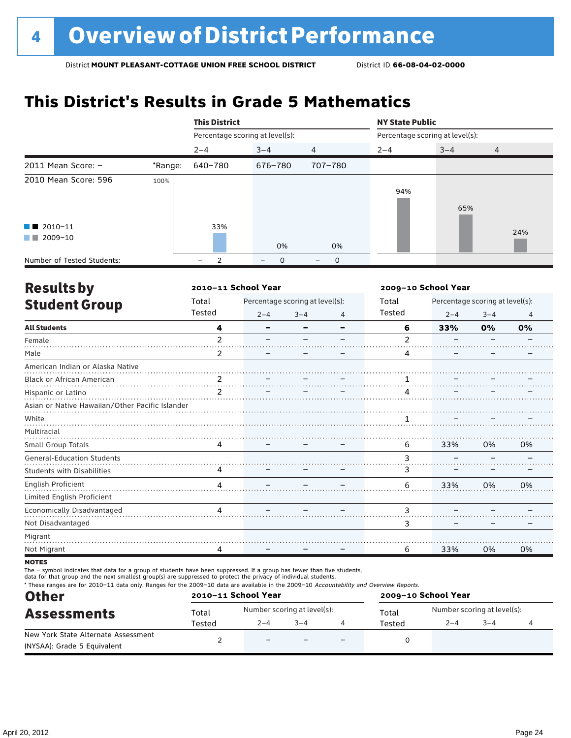# 4 Overview of District Performance

District **MOUNT PLEASANT-COTTAGE UNION FREE SCHOOL DISTRICT** District ID **66-08-04-02-0000**

## This District's Results in Grade 5 Mathematics

| | | This District | | | NY State Public | | |
|---|---|---|---|---|---|---|---|
| | | Percentage scoring at level(s): | | | Percentage scoring at level(s): | | |
| | | 2–4 | 3–4 | 4 | 2–4 | 3–4 | 4 |
| 2011 Mean Score: – | *Range: | 640–780 | 676–780 | 707–780 | | | |
| 2010 Mean Score: 596 | | 33% | 0% | 0% | 94% | 65% | 24% |
| Number of Tested Students: | | – 2 | – 0 | – 0 | | | |

■ 2010–11 ■ 2009–10

## Results by Student Group

| | 2010–11 School Year | | | | 2009–10 School Year | | | |
|---|---|---|---|---|---|---|---|---|
| | Total Tested | Percentage scoring at level(s): 2–4 | 3–4 | 4 | Total Tested | Percentage scoring at level(s): 2–4 | 3–4 | 4 |
| **All Students** | **4** | **–** | **–** | **–** | **6** | **33%** | **0%** | **0%** |
| Female | 2 | – | – | – | 2 | – | – | – |
| Male | 2 | – | – | – | 4 | – | – | – |
| American Indian or Alaska Native | | | | | | | | |
| Black or African American | 2 | – | – | – | 1 | – | – | – |
| Hispanic or Latino | 2 | – | – | – | 4 | – | – | – |
| Asian or Native Hawaiian/Other Pacific Islander | | | | | | | | |
| White | | | | | 1 | – | – | – |
| Multiracial | | | | | | | | |
| Small Group Totals | 4 | – | – | – | 6 | 33% | 0% | 0% |
| General-Education Students | | | | | 3 | – | – | – |
| Students with Disabilities | 4 | – | – | – | 3 | – | – | – |
| English Proficient | 4 | – | – | – | 6 | 33% | 0% | 0% |
| Limited English Proficient | | | | | | | | |
| Economically Disadvantaged | 4 | – | – | – | 3 | – | – | – |
| Not Disadvantaged | | | | | 3 | – | – | – |
| Migrant | | | | | | | | |
| Not Migrant | 4 | – | – | – | 6 | 33% | 0% | 0% |

**NOTES**

The – symbol indicates that data for a group of students have been suppressed. If a group has fewer than five students, data for that group and the next smallest group(s) are suppressed to protect the privacy of individual students.

\* These ranges are for 2010–11 data only. Ranges for the 2009–10 data are available in the 2009–10 *Accountability and Overview Reports.*

## Other Assessments

| | 2010–11 School Year | | | | 2009–10 School Year | | | |
|---|---|---|---|---|---|---|---|---|
| | Total Tested | Number scoring at level(s): 2–4 | 3–4 | 4 | Total Tested | Number scoring at level(s): 2–4 | 3–4 | 4 |
| New York State Alternate Assessment (NYSAA): Grade 5 Equivalent | 2 | – | – | – | 0 | | | |

April 20, 2012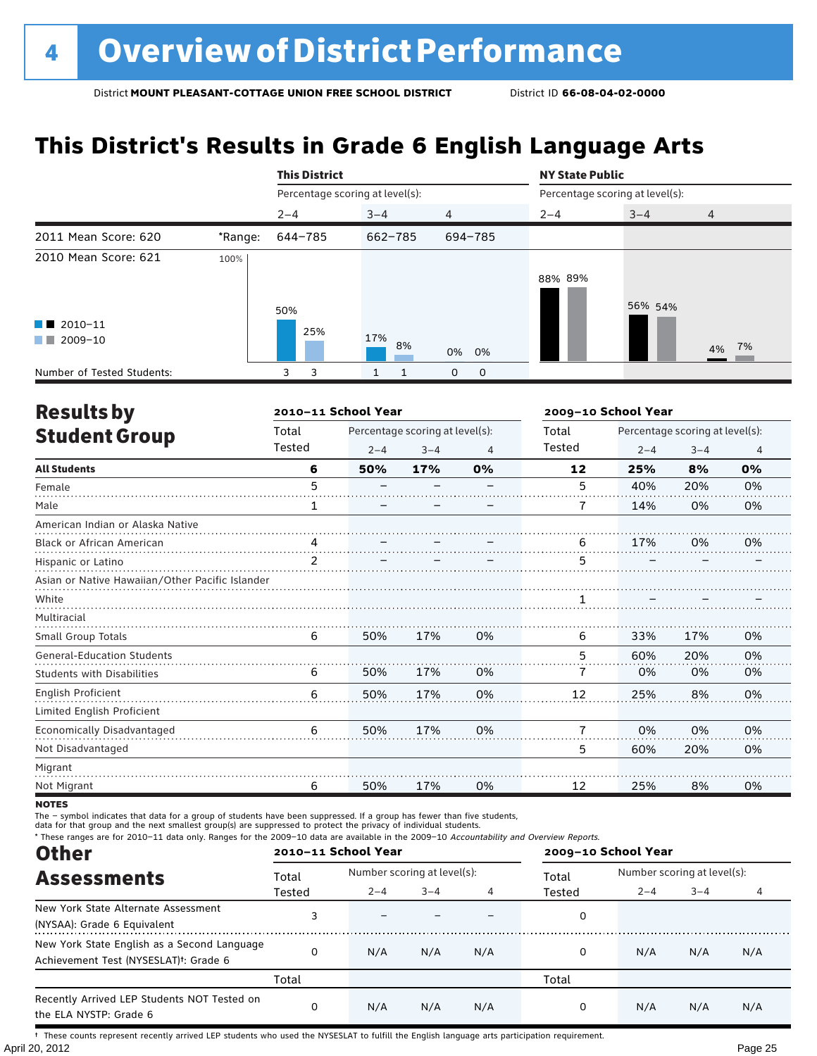# 4 Overview of District Performance

District **MOUNT PLEASANT-COTTAGE UNION FREE SCHOOL DISTRICT** District ID **66-08-04-02-0000**

## This District's Results in Grade 6 English Language Arts

| | | This District | | | NY State Public | | |
|---|---|---|---|---|---|---|---|
| | | Percentage scoring at level(s): | | | Percentage scoring at level(s): | | |
| | | 2–4 | 3–4 | 4 | 2–4 | 3–4 | 4 |
| 2011 Mean Score: 620 | *Range: | 644–785 | 662–785 | 694–785 | | | |
| 2010 Mean Score: 621 | | | | | | | |
| 2010–11 | | 50% | 17% | 0% | 88% | 56% | 4% |
| 2009–10 | | 25% | 8% | 0% | 89% | 54% | 7% |
| Number of Tested Students: 2010–11 | | 3 | 1 | 0 | | | |
| Number of Tested Students: 2009–10 | | 3 | 1 | 0 | | | |

## Results by Student Group

| | 2010–11 School Year | | | | 2009–10 School Year | | | |
|---|---|---|---|---|---|---|---|---|
| | Total Tested | Percentage scoring at level(s): 2–4 | 3–4 | 4 | Total Tested | Percentage scoring at level(s): 2–4 | 3–4 | 4 |
| **All Students** | **6** | **50%** | **17%** | **0%** | **12** | **25%** | **8%** | **0%** |
| Female | 5 | – | – | – | 5 | 40% | 20% | 0% |
| Male | 1 | – | – | – | 7 | 14% | 0% | 0% |
| American Indian or Alaska Native | | | | | | | | |
| Black or African American | 4 | – | – | – | 6 | 17% | 0% | 0% |
| Hispanic or Latino | 2 | – | – | – | 5 | – | – | – |
| Asian or Native Hawaiian/Other Pacific Islander | | | | | | | | |
| White | | | | | 1 | – | – | – |
| Multiracial | | | | | | | | |
| Small Group Totals | 6 | 50% | 17% | 0% | 6 | 33% | 17% | 0% |
| General-Education Students | | | | | 5 | 60% | 20% | 0% |
| Students with Disabilities | 6 | 50% | 17% | 0% | 7 | 0% | 0% | 0% |
| English Proficient | 6 | 50% | 17% | 0% | 12 | 25% | 8% | 0% |
| Limited English Proficient | | | | | | | | |
| Economically Disadvantaged | 6 | 50% | 17% | 0% | 7 | 0% | 0% | 0% |
| Not Disadvantaged | | | | | 5 | 60% | 20% | 0% |
| Migrant | | | | | | | | |
| Not Migrant | 6 | 50% | 17% | 0% | 12 | 25% | 8% | 0% |

**NOTES**

The – symbol indicates that data for a group of students have been suppressed. If a group has fewer than five students, data for that group and the next smallest group(s) are suppressed to protect the privacy of individual students.

\* These ranges are for 2010–11 data only. Ranges for the 2009–10 data are available in the 2009–10 *Accountability and Overview Reports.*

## Other Assessments

| | 2010–11 School Year | | | | 2009–10 School Year | | | |
|---|---|---|---|---|---|---|---|---|
| | Total Tested | Number scoring at level(s): 2–4 | 3–4 | 4 | Total Tested | Number scoring at level(s): 2–4 | 3–4 | 4 |
| New York State Alternate Assessment (NYSAA): Grade 6 Equivalent | 3 | – | – | – | 0 | | | |
| New York State English as a Second Language Achievement Test (NYSESLAT)†: Grade 6 | 0 | N/A | N/A | N/A | 0 | N/A | N/A | N/A |
| | Total | | | | Total | | | |
| Recently Arrived LEP Students NOT Tested on the ELA NYSTP: Grade 6 | 0 | N/A | N/A | N/A | 0 | N/A | N/A | N/A |

† These counts represent recently arrived LEP students who used the NYSESLAT to fulfill the English language arts participation requirement.

April 20, 2012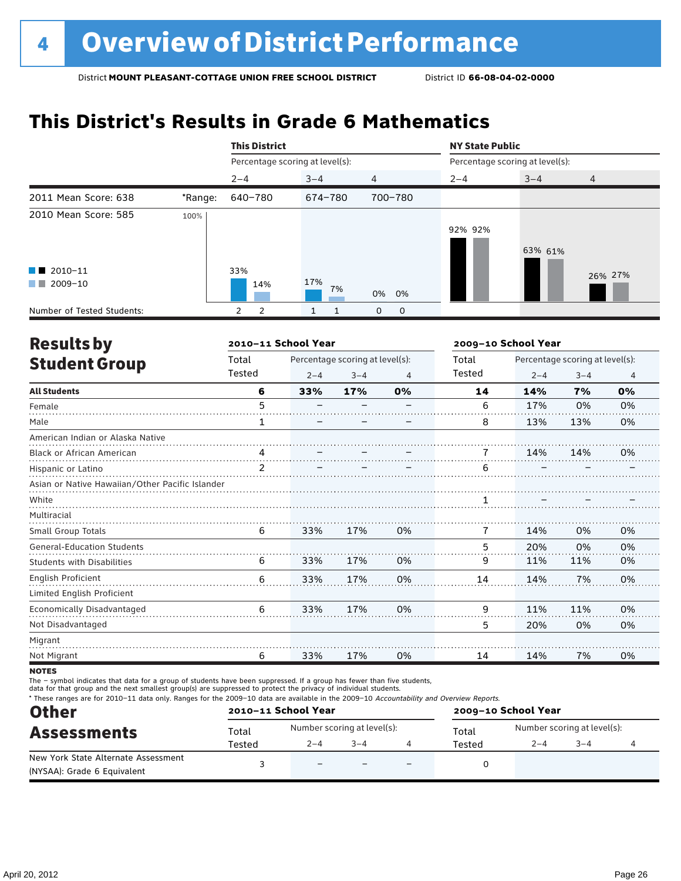# 4 Overview of District Performance

District **MOUNT PLEASANT-COTTAGE UNION FREE SCHOOL DISTRICT** District ID **66-08-04-02-0000**

## This District's Results in Grade 6 Mathematics

| | | This District | | | NY State Public | | |
|---|---|---|---|---|---|---|---|
| | | Percentage scoring at level(s): | | | Percentage scoring at level(s): | | |
| | | 2–4 | 3–4 | 4 | 2–4 | 3–4 | 4 |
| 2011 Mean Score: 638 | *Range: | 640–780 | 674–780 | 700–780 | | | |
| 2010 Mean Score: 585 | | | | | | | |
| 2010–11 | | 33% | 17% | 0% | 92% | 63% | 26% |
| 2009–10 | | 14% | 7% | 0% | 92% | 61% | 27% |
| Number of Tested Students: 2010–11 | | 2 | 1 | 0 | | | |
| Number of Tested Students: 2009–10 | | 2 | 1 | 0 | | | |

## Results by Student Group

| | 2010–11 School Year | | | | 2009–10 School Year | | | |
|---|---|---|---|---|---|---|---|---|
| | Total Tested | Percentage scoring at level(s): 2–4 | 3–4 | 4 | Total Tested | Percentage scoring at level(s): 2–4 | 3–4 | 4 |
| **All Students** | **6** | **33%** | **17%** | **0%** | **14** | **14%** | **7%** | **0%** |
| Female | 5 | – | – | – | 6 | 17% | 0% | 0% |
| Male | 1 | – | – | – | 8 | 13% | 13% | 0% |
| American Indian or Alaska Native | | | | | | | | |
| Black or African American | 4 | – | – | – | 7 | 14% | 14% | 0% |
| Hispanic or Latino | 2 | – | – | – | 6 | – | – | – |
| Asian or Native Hawaiian/Other Pacific Islander | | | | | | | | |
| White | | | | | 1 | – | – | – |
| Multiracial | | | | | | | | |
| Small Group Totals | 6 | 33% | 17% | 0% | 7 | 14% | 0% | 0% |
| General-Education Students | | | | | 5 | 20% | 0% | 0% |
| Students with Disabilities | 6 | 33% | 17% | 0% | 9 | 11% | 11% | 0% |
| English Proficient | 6 | 33% | 17% | 0% | 14 | 14% | 7% | 0% |
| Limited English Proficient | | | | | | | | |
| Economically Disadvantaged | 6 | 33% | 17% | 0% | 9 | 11% | 11% | 0% |
| Not Disadvantaged | | | | | 5 | 20% | 0% | 0% |
| Migrant | | | | | | | | |
| Not Migrant | 6 | 33% | 17% | 0% | 14 | 14% | 7% | 0% |

**NOTES**

The – symbol indicates that data for a group of students have been suppressed. If a group has fewer than five students, data for that group and the next smallest group(s) are suppressed to protect the privacy of individual students.

* These ranges are for 2010–11 data only. Ranges for the 2009–10 data are available in the 2009–10 *Accountability and Overview Reports.*

## Other Assessments

| | 2010–11 School Year | | | | 2009–10 School Year | | | |
|---|---|---|---|---|---|---|---|---|
| | Total Tested | Number scoring at level(s): 2–4 | 3–4 | 4 | Total Tested | Number scoring at level(s): 2–4 | 3–4 | 4 |
| New York State Alternate Assessment (NYSAA): Grade 6 Equivalent | 3 | – | – | – | 0 | | | |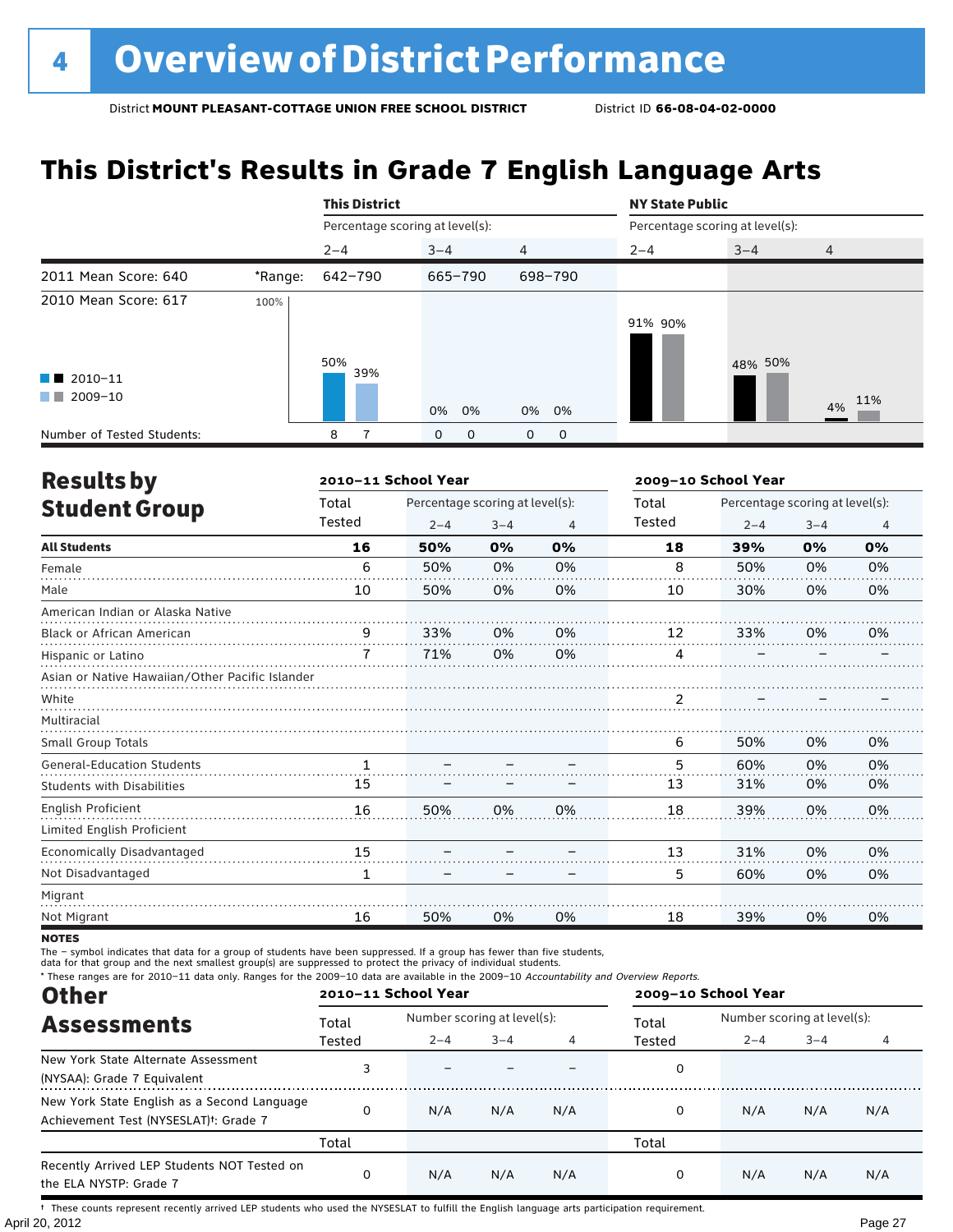# 4 Overview of District Performance

District **MOUNT PLEASANT-COTTAGE UNION FREE SCHOOL DISTRICT** District ID **66-08-04-02-0000**

## This District's Results in Grade 7 English Language Arts

| | | This District | | | NY State Public | | |
|---|---|---|---|---|---|---|---|
| | | Percentage scoring at level(s): | | | Percentage scoring at level(s): | | |
| | | 2–4 | 3–4 | 4 | 2–4 | 3–4 | 4 |
| 2011 Mean Score: 640 | *Range: | 642–790 | 665–790 | 698–790 | | | |
| 2010 Mean Score: 617 | | | | | | | |
| 2010–11 | | 50% | 0% | 0% | 91% | 48% | 4% |
| 2009–10 | | 39% | 0% | 0% | 90% | 50% | 11% |
| Number of Tested Students: | | 8 / 7 | 0 / 0 | 0 / 0 | | | |

## Results by Student Group

| | 2010–11 School Year | | | | 2009–10 School Year | | | |
|---|---|---|---|---|---|---|---|---|
| | Total Tested | Percentage scoring at level(s): | | | Total Tested | Percentage scoring at level(s): | | |
| | | 2–4 | 3–4 | 4 | | 2–4 | 3–4 | 4 |
| **All Students** | **16** | **50%** | **0%** | **0%** | **18** | **39%** | **0%** | **0%** |
| Female | 6 | 50% | 0% | 0% | 8 | 50% | 0% | 0% |
| Male | 10 | 50% | 0% | 0% | 10 | 30% | 0% | 0% |
| American Indian or Alaska Native | | | | | | | | |
| Black or African American | 9 | 33% | 0% | 0% | 12 | 33% | 0% | 0% |
| Hispanic or Latino | 7 | 71% | 0% | 0% | 4 | – | – | – |
| Asian or Native Hawaiian/Other Pacific Islander | | | | | | | | |
| White | | | | | 2 | – | – | – |
| Multiracial | | | | | | | | |
| Small Group Totals | | | | | 6 | 50% | 0% | 0% |
| General-Education Students | 1 | – | – | – | 5 | 60% | 0% | 0% |
| Students with Disabilities | 15 | – | – | – | 13 | 31% | 0% | 0% |
| English Proficient | 16 | 50% | 0% | 0% | 18 | 39% | 0% | 0% |
| Limited English Proficient | | | | | | | | |
| Economically Disadvantaged | 15 | – | – | – | 13 | 31% | 0% | 0% |
| Not Disadvantaged | 1 | – | – | – | 5 | 60% | 0% | 0% |
| Migrant | | | | | | | | |
| Not Migrant | 16 | 50% | 0% | 0% | 18 | 39% | 0% | 0% |

**NOTES**

The – symbol indicates that data for a group of students have been suppressed. If a group has fewer than five students, data for that group and the next smallest group(s) are suppressed to protect the privacy of individual students.

* These ranges are for 2010–11 data only. Ranges for the 2009–10 data are available in the 2009–10 *Accountability and Overview Reports.*

## Other Assessments

| | 2010–11 School Year | | | | 2009–10 School Year | | | |
|---|---|---|---|---|---|---|---|---|
| | Total Tested | Number scoring at level(s): | | | Total Tested | Number scoring at level(s): | | |
| | | 2–4 | 3–4 | 4 | | 2–4 | 3–4 | 4 |
| New York State Alternate Assessment (NYSAA): Grade 7 Equivalent | 3 | – | – | – | 0 | | | |
| New York State English as a Second Language Achievement Test (NYSESLAT)†: Grade 7 | 0 | N/A | N/A | N/A | 0 | N/A | N/A | N/A |
| | Total | | | | Total | | | |
| Recently Arrived LEP Students NOT Tested on the ELA NYSTP: Grade 7 | 0 | N/A | N/A | N/A | 0 | N/A | N/A | N/A |

† These counts represent recently arrived LEP students who used the NYSESLAT to fulfill the English language arts participation requirement.

April 20, 2012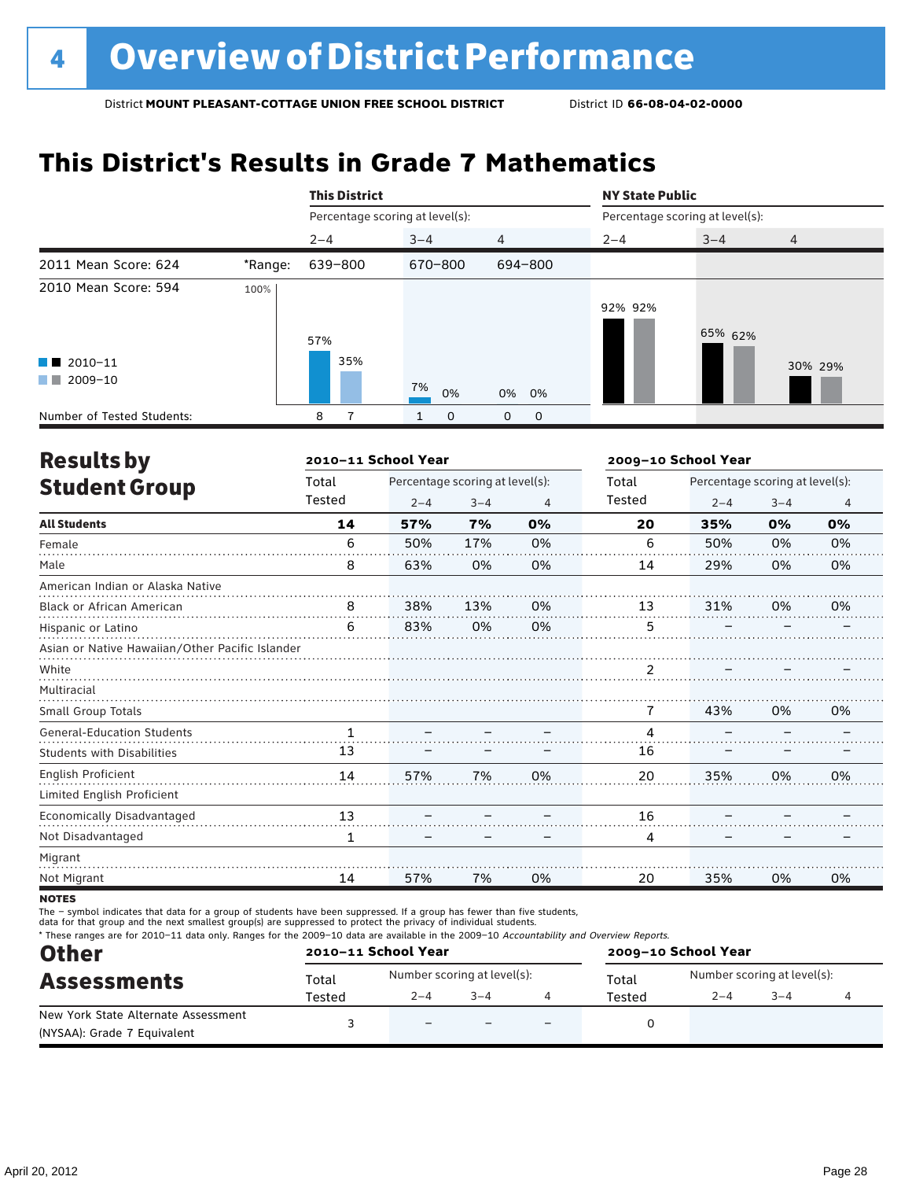# 4 Overview of District Performance

District **MOUNT PLEASANT-COTTAGE UNION FREE SCHOOL DISTRICT** District ID **66-08-04-02-0000**

## This District's Results in Grade 7 Mathematics

| | | This District | | | NY State Public | | |
|---|---|---|---|---|---|---|---|
| | | Percentage scoring at level(s): | | | Percentage scoring at level(s): | | |
| | | 2–4 | 3–4 | 4 | 2–4 | 3–4 | 4 |
| 2011 Mean Score: 624 | *Range: | 639–800 | 670–800 | 694–800 | | | |
| 2010 Mean Score: 594 | | | | | | | |
| 2010–11 | | 57% | 7% | 0% | 92% | 65% | 30% |
| 2009–10 | | 35% | 0% | 0% | 92% | 62% | 29% |
| Number of Tested Students: 2010–11 | | 8 | 1 | 0 | | | |
| Number of Tested Students: 2009–10 | | 7 | 0 | 0 | | | |

## Results by Student Group

| | 2010–11 School Year | | | | 2009–10 School Year | | | |
|---|---|---|---|---|---|---|---|---|
| | Total Tested | Percentage scoring at level(s): 2–4 | 3–4 | 4 | Total Tested | Percentage scoring at level(s): 2–4 | 3–4 | 4 |
| **All Students** | **14** | **57%** | **7%** | **0%** | **20** | **35%** | **0%** | **0%** |
| Female | 6 | 50% | 17% | 0% | 6 | 50% | 0% | 0% |
| Male | 8 | 63% | 0% | 0% | 14 | 29% | 0% | 0% |
| American Indian or Alaska Native | | | | | | | | |
| Black or African American | 8 | 38% | 13% | 0% | 13 | 31% | 0% | 0% |
| Hispanic or Latino | 6 | 83% | 0% | 0% | 5 | – | – | – |
| Asian or Native Hawaiian/Other Pacific Islander | | | | | | | | |
| White | | | | | 2 | – | – | – |
| Multiracial | | | | | | | | |
| Small Group Totals | | | | | 7 | 43% | 0% | 0% |
| General-Education Students | 1 | – | – | – | 4 | – | – | – |
| Students with Disabilities | 13 | – | – | – | 16 | – | – | – |
| English Proficient | 14 | 57% | 7% | 0% | 20 | 35% | 0% | 0% |
| Limited English Proficient | | | | | | | | |
| Economically Disadvantaged | 13 | – | – | – | 16 | – | – | – |
| Not Disadvantaged | 1 | – | – | – | 4 | – | – | – |
| Migrant | | | | | | | | |
| Not Migrant | 14 | 57% | 7% | 0% | 20 | 35% | 0% | 0% |

**NOTES**

The – symbol indicates that data for a group of students have been suppressed. If a group has fewer than five students, data for that group and the next smallest group(s) are suppressed to protect the privacy of individual students.

* These ranges are for 2010–11 data only. Ranges for the 2009–10 data are available in the 2009–10 *Accountability and Overview Reports.*

## Other Assessments

| | 2010–11 School Year | | | | 2009–10 School Year | | | |
|---|---|---|---|---|---|---|---|---|
| | Total Tested | Number scoring at level(s): 2–4 | 3–4 | 4 | Total Tested | Number scoring at level(s): 2–4 | 3–4 | 4 |
| New York State Alternate Assessment (NYSAA): Grade 7 Equivalent | 3 | – | – | – | 0 | | | |

April 20, 2012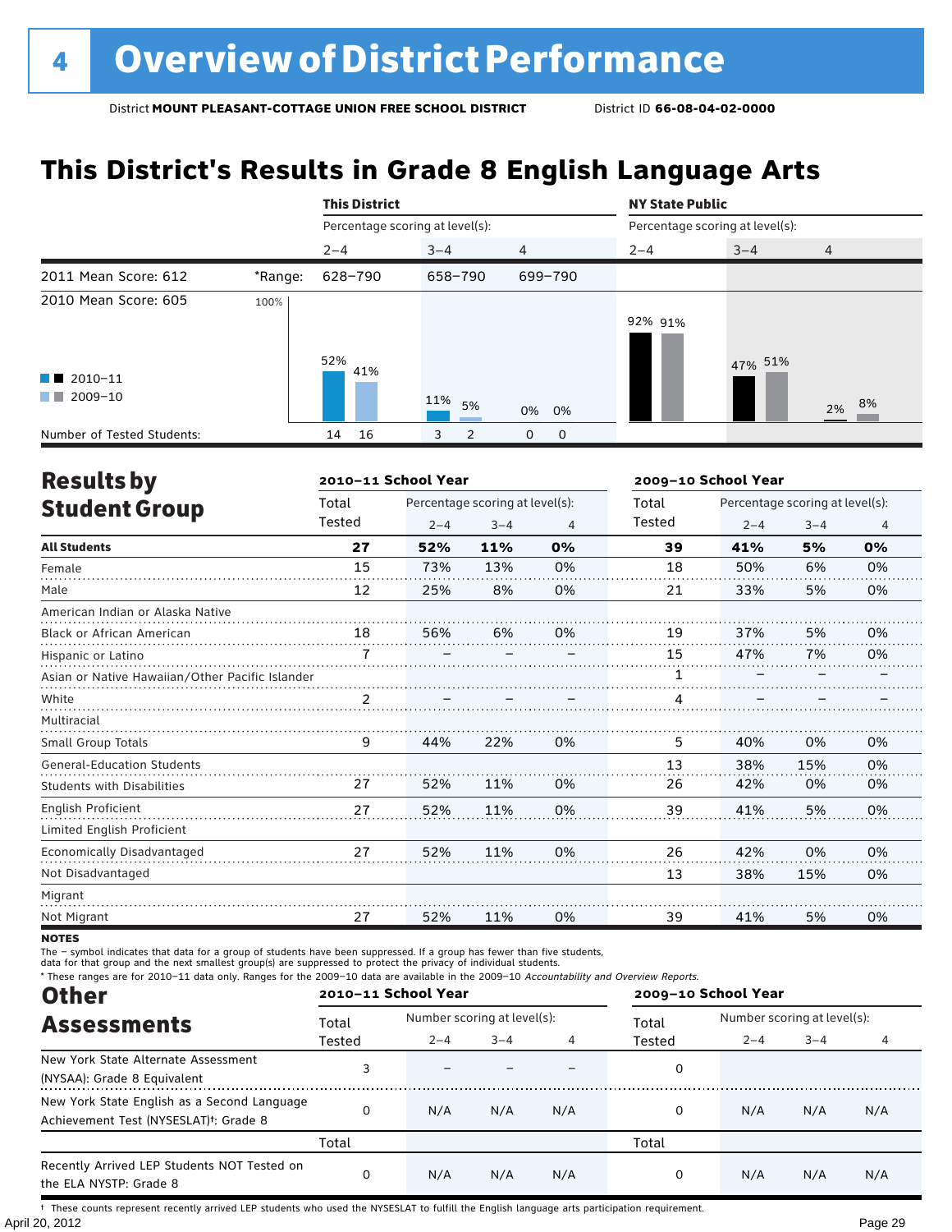# 4 Overview of District Performance

District **MOUNT PLEASANT-COTTAGE UNION FREE SCHOOL DISTRICT** District ID **66-08-04-02-0000**

## This District's Results in Grade 8 English Language Arts

| | | This District | | | NY State Public | | |
|---|---|---|---|---|---|---|---|
| | | Percentage scoring at level(s): | | | Percentage scoring at level(s): | | |
| | | 2–4 | 3–4 | 4 | 2–4 | 3–4 | 4 |
| 2011 Mean Score: 612 | *Range: | 628–790 | 658–790 | 699–790 | | | |
| 2010 Mean Score: 605 | | | | | | | |
| 2010–11 | | 52% | 11% | 0% | 92% | 47% | 2% |
| 2009–10 | | 41% | 5% | 0% | 91% | 51% | 8% |
| Number of Tested Students: 2010–11 | | 14 | 3 | 0 | | | |
| Number of Tested Students: 2009–10 | | 16 | 2 | 0 | | | |

## Results by Student Group

| | 2010–11 School Year | | | | 2009–10 School Year | | | |
|---|---|---|---|---|---|---|---|---|
| | Total Tested | Percentage scoring at level(s): 2–4 | 3–4 | 4 | Total Tested | Percentage scoring at level(s): 2–4 | 3–4 | 4 |
| **All Students** | **27** | **52%** | **11%** | **0%** | **39** | **41%** | **5%** | **0%** |
| Female | 15 | 73% | 13% | 0% | 18 | 50% | 6% | 0% |
| Male | 12 | 25% | 8% | 0% | 21 | 33% | 5% | 0% |
| American Indian or Alaska Native | | | | | | | | |
| Black or African American | 18 | 56% | 6% | 0% | 19 | 37% | 5% | 0% |
| Hispanic or Latino | 7 | – | – | – | 15 | 47% | 7% | 0% |
| Asian or Native Hawaiian/Other Pacific Islander | | | | | 1 | – | – | – |
| White | 2 | – | – | – | 4 | – | – | – |
| Multiracial | | | | | | | | |
| Small Group Totals | 9 | 44% | 22% | 0% | 5 | 40% | 0% | 0% |
| General-Education Students | | | | | 13 | 38% | 15% | 0% |
| Students with Disabilities | 27 | 52% | 11% | 0% | 26 | 42% | 0% | 0% |
| English Proficient | 27 | 52% | 11% | 0% | 39 | 41% | 5% | 0% |
| Limited English Proficient | | | | | | | | |
| Economically Disadvantaged | 27 | 52% | 11% | 0% | 26 | 42% | 0% | 0% |
| Not Disadvantaged | | | | | 13 | 38% | 15% | 0% |
| Migrant | | | | | | | | |
| Not Migrant | 27 | 52% | 11% | 0% | 39 | 41% | 5% | 0% |

**NOTES**

The – symbol indicates that data for a group of students have been suppressed. If a group has fewer than five students, data for that group and the next smallest group(s) are suppressed to protect the privacy of individual students.

\* These ranges are for 2010–11 data only. Ranges for the 2009–10 data are available in the 2009–10 *Accountability and Overview Reports.*

## Other Assessments

| | 2010–11 School Year | | | | 2009–10 School Year | | | |
|---|---|---|---|---|---|---|---|---|
| | Total Tested | Number scoring at level(s): 2–4 | 3–4 | 4 | Total Tested | Number scoring at level(s): 2–4 | 3–4 | 4 |
| New York State Alternate Assessment (NYSAA): Grade 8 Equivalent | 3 | – | – | – | 0 | | | |
| New York State English as a Second Language Achievement Test (NYSESLAT)†: Grade 8 | 0 | N/A | N/A | N/A | 0 | N/A | N/A | N/A |
| | Total | | | | Total | | | |
| Recently Arrived LEP Students NOT Tested on the ELA NYSTP: Grade 8 | 0 | N/A | N/A | N/A | 0 | N/A | N/A | N/A |

† These counts represent recently arrived LEP students who used the NYSESLAT to fulfill the English language arts participation requirement.

April 20, 2012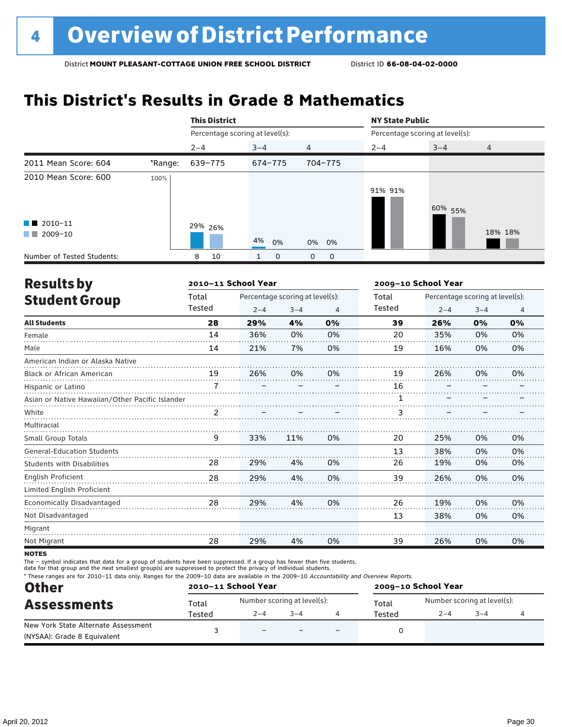# 4 Overview of District Performance

District **MOUNT PLEASANT-COTTAGE UNION FREE SCHOOL DISTRICT** District ID **66-08-04-02-0000**

## This District's Results in Grade 8 Mathematics

| | | This District | | | NY State Public | | |
|---|---|---|---|---|---|---|---|
| | | Percentage scoring at level(s): | | | Percentage scoring at level(s): | | |
| | | 2–4 | 3–4 | 4 | 2–4 | 3–4 | 4 |
| 2011 Mean Score: 604 | *Range: | 639–775 | 674–775 | 704–775 | | | |
| 2010 Mean Score: 600 | | | | | | | |
| 2010–11 | | 29% | 4% | 0% | 91% | 60% | 18% |
| 2009–10 | | 26% | 0% | 0% | 91% | 55% | 18% |
| Number of Tested Students: | | 8 / 10 | 1 / 0 | 0 / 0 | | | |

## Results by Student Group

| | 2010–11 School Year | | | | 2009–10 School Year | | | |
|---|---|---|---|---|---|---|---|---|
| | Total Tested | Percentage scoring at level(s): 2–4 | 3–4 | 4 | Total Tested | Percentage scoring at level(s): 2–4 | 3–4 | 4 |
| **All Students** | **28** | **29%** | **4%** | **0%** | **39** | **26%** | **0%** | **0%** |
| Female | 14 | 36% | 0% | 0% | 20 | 35% | 0% | 0% |
| Male | 14 | 21% | 7% | 0% | 19 | 16% | 0% | 0% |
| American Indian or Alaska Native | | | | | | | | |
| Black or African American | 19 | 26% | 0% | 0% | 19 | 26% | 0% | 0% |
| Hispanic or Latino | 7 | – | – | – | 16 | – | – | – |
| Asian or Native Hawaiian/Other Pacific Islander | | | | | 1 | – | – | – |
| White | 2 | – | – | – | 3 | – | – | – |
| Multiracial | | | | | | | | |
| Small Group Totals | 9 | 33% | 11% | 0% | 20 | 25% | 0% | 0% |
| General-Education Students | | | | | 13 | 38% | 0% | 0% |
| Students with Disabilities | 28 | 29% | 4% | 0% | 26 | 19% | 0% | 0% |
| English Proficient | 28 | 29% | 4% | 0% | 39 | 26% | 0% | 0% |
| Limited English Proficient | | | | | | | | |
| Economically Disadvantaged | 28 | 29% | 4% | 0% | 26 | 19% | 0% | 0% |
| Not Disadvantaged | | | | | 13 | 38% | 0% | 0% |
| Migrant | | | | | | | | |
| Not Migrant | 28 | 29% | 4% | 0% | 39 | 26% | 0% | 0% |

**NOTES**

The – symbol indicates that data for a group of students have been suppressed. If a group has fewer than five students, data for that group and the next smallest group(s) are suppressed to protect the privacy of individual students.

* These ranges are for 2010–11 data only. Ranges for the 2009–10 data are available in the 2009–10 *Accountability and Overview Reports.*

## Other Assessments

| | 2010–11 School Year | | | | 2009–10 School Year | | | |
|---|---|---|---|---|---|---|---|---|
| | Total Tested | Number scoring at level(s): 2–4 | 3–4 | 4 | Total Tested | Number scoring at level(s): 2–4 | 3–4 | 4 |
| New York State Alternate Assessment (NYSAA): Grade 8 Equivalent | 3 | – | – | – | 0 | | | |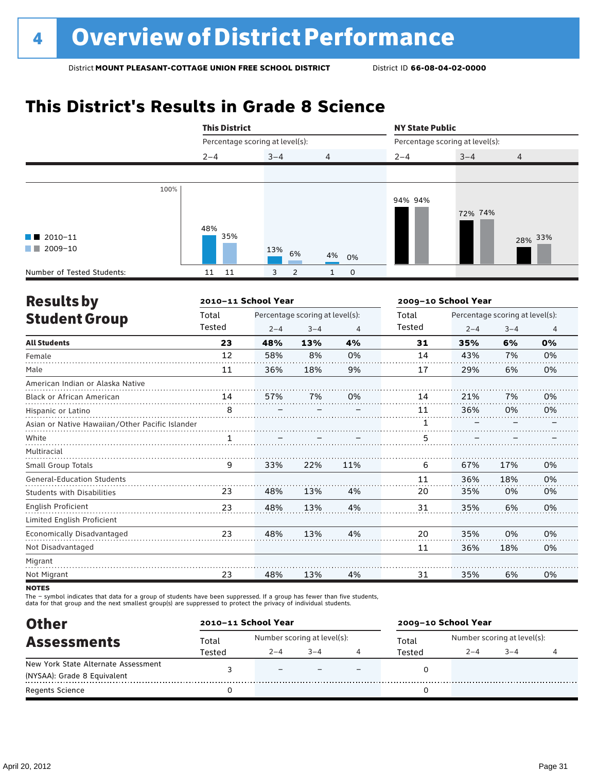# 4 Overview of District Performance

District **MOUNT PLEASANT-COTTAGE UNION FREE SCHOOL DISTRICT** District ID **66-08-04-02-0000**

## This District's Results in Grade 8 Science

| | This District | | | NY State Public | | |
|---|---|---|---|---|---|---|
| | Percentage scoring at level(s): | | | Percentage scoring at level(s): | | |
| | 2–4 | 3–4 | 4 | 2–4 | 3–4 | 4 |
| 2010–11 | 48% | 13% | 4% | 94% | 72% | 28% |
| 2009–10 | 35% | 6% | 0% | 94% | 74% | 33% |
| Number of Tested Students: 2010–11 | 11 | 3 | 1 | | | |
| Number of Tested Students: 2009–10 | 11 | 2 | 0 | | | |

## Results by Student Group

| | 2010–11 School Year | | | | 2009–10 School Year | | | |
|---|---|---|---|---|---|---|---|---|
| | Total Tested | Percentage scoring at level(s): | | | Total Tested | Percentage scoring at level(s): | | |
| | | 2–4 | 3–4 | 4 | | 2–4 | 3–4 | 4 |
| **All Students** | **23** | **48%** | **13%** | **4%** | **31** | **35%** | **6%** | **0%** |
| Female | 12 | 58% | 8% | 0% | 14 | 43% | 7% | 0% |
| Male | 11 | 36% | 18% | 9% | 17 | 29% | 6% | 0% |
| American Indian or Alaska Native | | | | | | | | |
| Black or African American | 14 | 57% | 7% | 0% | 14 | 21% | 7% | 0% |
| Hispanic or Latino | 8 | – | – | – | 11 | 36% | 0% | 0% |
| Asian or Native Hawaiian/Other Pacific Islander | | | | | 1 | – | – | – |
| White | 1 | – | – | – | 5 | – | – | – |
| Multiracial | | | | | | | | |
| Small Group Totals | 9 | 33% | 22% | 11% | 6 | 67% | 17% | 0% |
| General-Education Students | | | | | 11 | 36% | 18% | 0% |
| Students with Disabilities | 23 | 48% | 13% | 4% | 20 | 35% | 0% | 0% |
| English Proficient | 23 | 48% | 13% | 4% | 31 | 35% | 6% | 0% |
| Limited English Proficient | | | | | | | | |
| Economically Disadvantaged | 23 | 48% | 13% | 4% | 20 | 35% | 0% | 0% |
| Not Disadvantaged | | | | | 11 | 36% | 18% | 0% |
| Migrant | | | | | | | | |
| Not Migrant | 23 | 48% | 13% | 4% | 31 | 35% | 6% | 0% |

**NOTES**

The – symbol indicates that data for a group of students have been suppressed. If a group has fewer than five students, data for that group and the next smallest group(s) are suppressed to protect the privacy of individual students.

## Other Assessments

| | 2010–11 School Year | | | | 2009–10 School Year | | | |
|---|---|---|---|---|---|---|---|---|
| | Total Tested | Number scoring at level(s): | | | Total Tested | Number scoring at level(s): | | |
| | | 2–4 | 3–4 | 4 | | 2–4 | 3–4 | 4 |
| New York State Alternate Assessment (NYSAA): Grade 8 Equivalent | 3 | – | – | – | 0 | | | |
| Regents Science | 0 | | | | 0 | | | |

April 20, 2012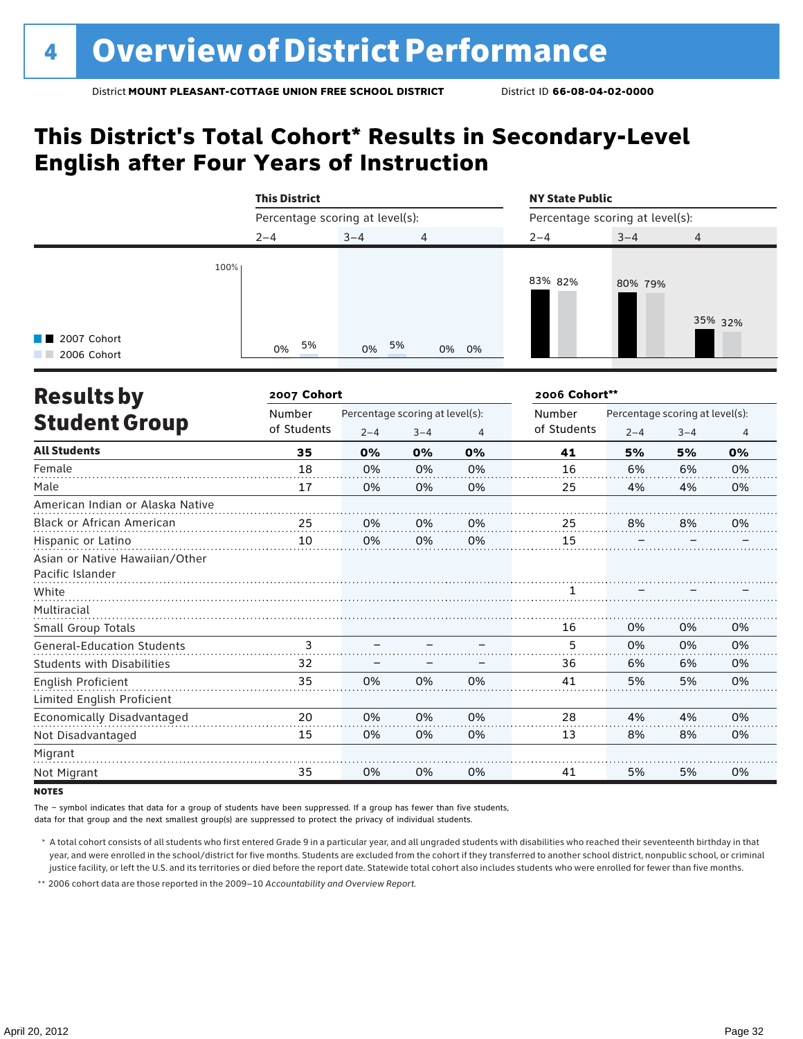# 4 Overview of District Performance

District **MOUNT PLEASANT-COTTAGE UNION FREE SCHOOL DISTRICT** District ID **66-08-04-02-0000**

## This District's Total Cohort* Results in Secondary-Level English after Four Years of Instruction

| | This District | | | NY State Public | | |
|---|---|---|---|---|---|---|
| | Percentage scoring at level(s): | | | Percentage scoring at level(s): | | |
| | 2–4 | 3–4 | 4 | 2–4 | 3–4 | 4 |
| 2007 Cohort | 0% | 0% | 0% | 83% | 80% | 35% |
| 2006 Cohort | 5% | 5% | 0% | 82% | 79% | 32% |

## Results by Student Group

| | 2007 Cohort | | | | 2006 Cohort** | | | |
|---|---|---|---|---|---|---|---|---|
| | Number of Students | Percentage scoring at level(s): | | | Number of Students | Percentage scoring at level(s): | | |
| | | 2–4 | 3–4 | 4 | | 2–4 | 3–4 | 4 |
| **All Students** | **35** | **0%** | **0%** | **0%** | **41** | **5%** | **5%** | **0%** |
| Female | 18 | 0% | 0% | 0% | 16 | 6% | 6% | 0% |
| Male | 17 | 0% | 0% | 0% | 25 | 4% | 4% | 0% |
| American Indian or Alaska Native | | | | | | | | |
| Black or African American | 25 | 0% | 0% | 0% | 25 | 8% | 8% | 0% |
| Hispanic or Latino | 10 | 0% | 0% | 0% | 15 | – | – | – |
| Asian or Native Hawaiian/Other Pacific Islander | | | | | | | | |
| White | | | | | 1 | – | – | – |
| Multiracial | | | | | | | | |
| Small Group Totals | | | | | 16 | 0% | 0% | 0% |
| General-Education Students | 3 | – | – | – | 5 | 0% | 0% | 0% |
| Students with Disabilities | 32 | – | – | – | 36 | 6% | 6% | 0% |
| English Proficient | 35 | 0% | 0% | 0% | 41 | 5% | 5% | 0% |
| Limited English Proficient | | | | | | | | |
| Economically Disadvantaged | 20 | 0% | 0% | 0% | 28 | 4% | 4% | 0% |
| Not Disadvantaged | 15 | 0% | 0% | 0% | 13 | 8% | 8% | 0% |
| Migrant | | | | | | | | |
| Not Migrant | 35 | 0% | 0% | 0% | 41 | 5% | 5% | 0% |

**NOTES**

The – symbol indicates that data for a group of students have been suppressed. If a group has fewer than five students, data for that group and the next smallest group(s) are suppressed to protect the privacy of individual students.

\* A total cohort consists of all students who first entered Grade 9 in a particular year, and all ungraded students with disabilities who reached their seventeenth birthday in that year, and were enrolled in the school/district for five months. Students are excluded from the cohort if they transferred to another school district, nonpublic school, or criminal justice facility, or left the U.S. and its territories or died before the report date. Statewide total cohort also includes students who were enrolled for fewer than five months.

\*\* 2006 cohort data are those reported in the 2009–10 *Accountability and Overview Report*.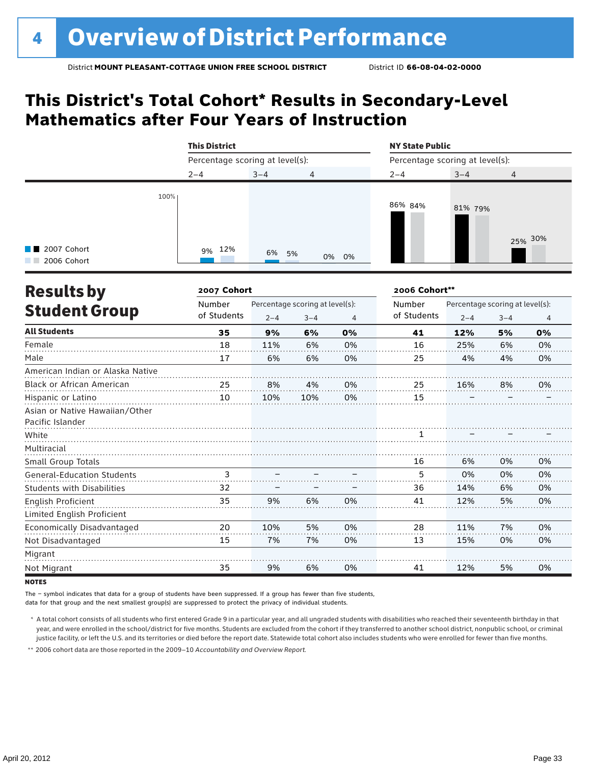# 4 Overview of District Performance

District **MOUNT PLEASANT-COTTAGE UNION FREE SCHOOL DISTRICT** District ID **66-08-04-02-0000**

## This District's Total Cohort* Results in Secondary-Level Mathematics after Four Years of Instruction

**This District**

Percentage scoring at level(s):

2–4 3–4 4

100%

9% 12%

6% 5%

0% 0%

**NY State Public**

Percentage scoring at level(s):

2–4 3–4 4

86% 84%

81% 79%

25% 30%

2007 Cohort

2006 Cohort

## Results by Student Group

| | 2007 Cohort | | | | 2006 Cohort** | | | |
|---|---|---|---|---|---|---|---|---|
| | Number of Students | Percentage scoring at level(s): 2–4 | 3–4 | 4 | Number of Students | Percentage scoring at level(s): 2–4 | 3–4 | 4 |
| **All Students** | **35** | **9%** | **6%** | **0%** | **41** | **12%** | **5%** | **0%** |
| Female | 18 | 11% | 6% | 0% | 16 | 25% | 6% | 0% |
| Male | 17 | 6% | 6% | 0% | 25 | 4% | 4% | 0% |
| American Indian or Alaska Native | | | | | | | | |
| Black or African American | 25 | 8% | 4% | 0% | 25 | 16% | 8% | 0% |
| Hispanic or Latino | 10 | 10% | 10% | 0% | 15 | – | – | – |
| Asian or Native Hawaiian/Other Pacific Islander | | | | | | | | |
| White | | | | | 1 | – | – | – |
| Multiracial | | | | | | | | |
| Small Group Totals | | | | | 16 | 6% | 0% | 0% |
| General-Education Students | 3 | – | – | – | 5 | 0% | 0% | 0% |
| Students with Disabilities | 32 | – | – | – | 36 | 14% | 6% | 0% |
| English Proficient | 35 | 9% | 6% | 0% | 41 | 12% | 5% | 0% |
| Limited English Proficient | | | | | | | | |
| Economically Disadvantaged | 20 | 10% | 5% | 0% | 28 | 11% | 7% | 0% |
| Not Disadvantaged | 15 | 7% | 7% | 0% | 13 | 15% | 0% | 0% |
| Migrant | | | | | | | | |
| Not Migrant | 35 | 9% | 6% | 0% | 41 | 12% | 5% | 0% |

**NOTES**

The – symbol indicates that data for a group of students have been suppressed. If a group has fewer than five students, data for that group and the next smallest group(s) are suppressed to protect the privacy of individual students.

\* A total cohort consists of all students who first entered Grade 9 in a particular year, and all ungraded students with disabilities who reached their seventeenth birthday in that year, and were enrolled in the school/district for five months. Students are excluded from the cohort if they transferred to another school district, nonpublic school, or criminal justice facility, or left the U.S. and its territories or died before the report date. Statewide total cohort also includes students who were enrolled for fewer than five months.

\*\* 2006 cohort data are those reported in the 2009–10 *Accountability and Overview Report*.

April 20, 2012